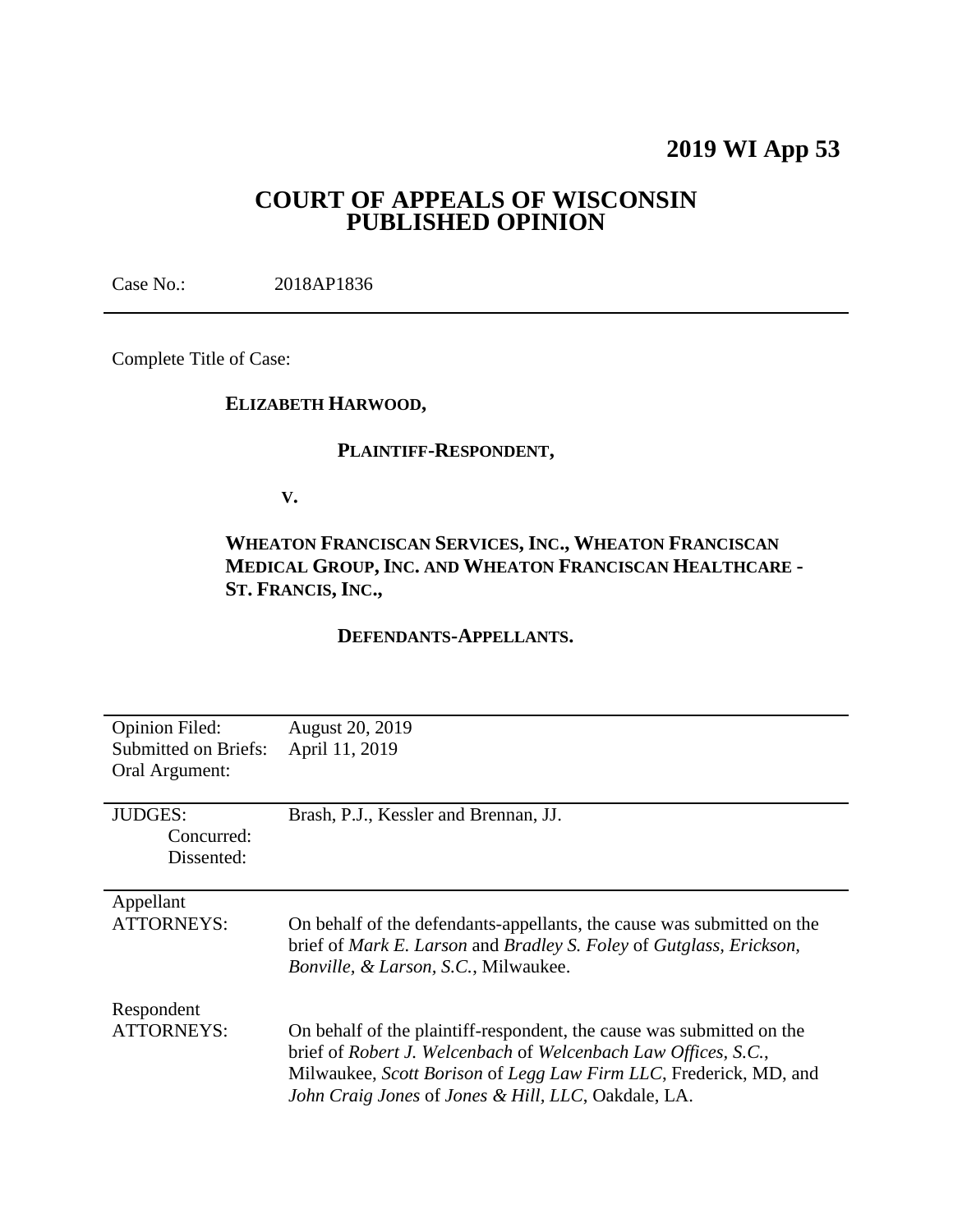# 2019 WI App 53

## COURT OF APPEALS OF WISCONSIN PUBLISHED OPINION

Case No.: 2018AP1836

---

Complete Title of Case:

**ELIZABETH HARWOOD,**

**PLAINTIFF-RESPONDENT,**

**V.**

**WHEATON FRANCISCAN SERVICES, INC., WHEATON FRANCISCAN MEDICAL GROUP, INC. AND WHEATON FRANCISCAN HEALTHCARE - ST. FRANCIS, INC.,**

**DEFENDANTS-APPELLANTS.**

---

| | |
|---|---|
| Opinion Filed: | August 20, 2019 |
| Submitted on Briefs: | April 11, 2019 |
| Oral Argument: | |

---

| | |
|---|---|
| JUDGES: | Brash, P.J., Kessler and Brennan, JJ. |
| Concurred: | |
| Dissented: | |

---

| | |
|---|---|
| Appellant ATTORNEYS: | On behalf of the defendants-appellants, the cause was submitted on the brief of *Mark E. Larson* and *Bradley S. Foley* of *Gutglass, Erickson, Bonville, & Larson, S.C.*, Milwaukee. |
| Respondent ATTORNEYS: | On behalf of the plaintiff-respondent, the cause was submitted on the brief of *Robert J. Welcenbach* of *Welcenbach Law Offices, S.C.*, Milwaukee, *Scott Borison* of *Legg Law Firm LLC*, Frederick, MD, and *John Craig Jones* of *Jones & Hill, LLC*, Oakdale, LA. |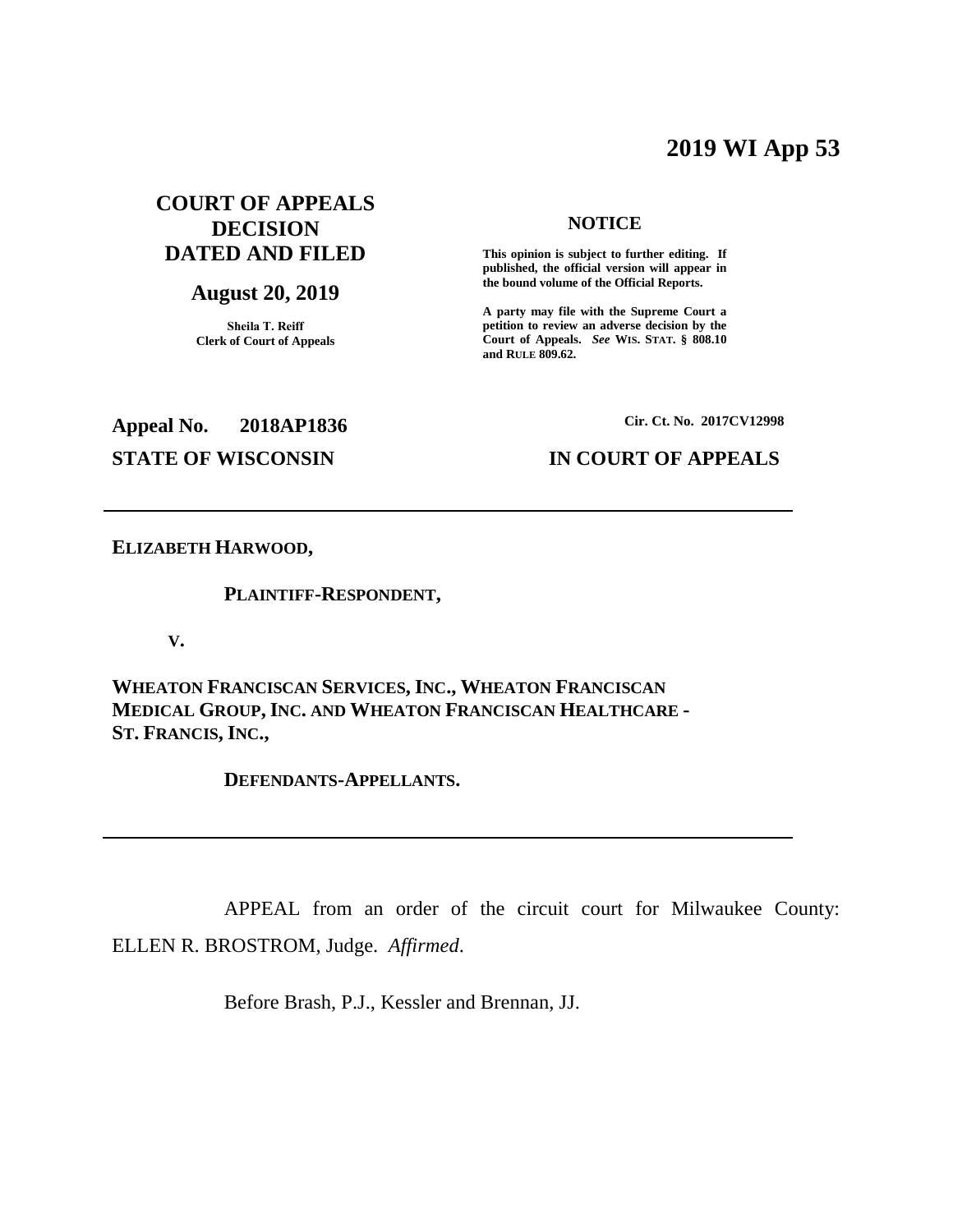# 2019 WI App 53

**COURT OF APPEALS DECISION DATED AND FILED**

**August 20, 2019**

**Sheila T. Reiff**
**Clerk of Court of Appeals**

**NOTICE**

**This opinion is subject to further editing. If published, the official version will appear in the bound volume of the Official Reports.**

**A party may file with the Supreme Court a petition to review an adverse decision by the Court of Appeals.** ***See*** **WIS. STAT. § 808.10 and RULE 809.62.**

**Appeal No. 2018AP1836**

**Cir. Ct. No. 2017CV12998**

**STATE OF WISCONSIN IN COURT OF APPEALS**

---

**ELIZABETH HARWOOD,**

**PLAINTIFF-RESPONDENT,**

**V.**

**WHEATON FRANCISCAN SERVICES, INC., WHEATON FRANCISCAN MEDICAL GROUP, INC. AND WHEATON FRANCISCAN HEALTHCARE - ST. FRANCIS, INC.,**

**DEFENDANTS-APPELLANTS.**

---

APPEAL from an order of the circuit court for Milwaukee County: ELLEN R. BROSTROM, Judge. *Affirmed*.

Before Brash, P.J., Kessler and Brennan, JJ.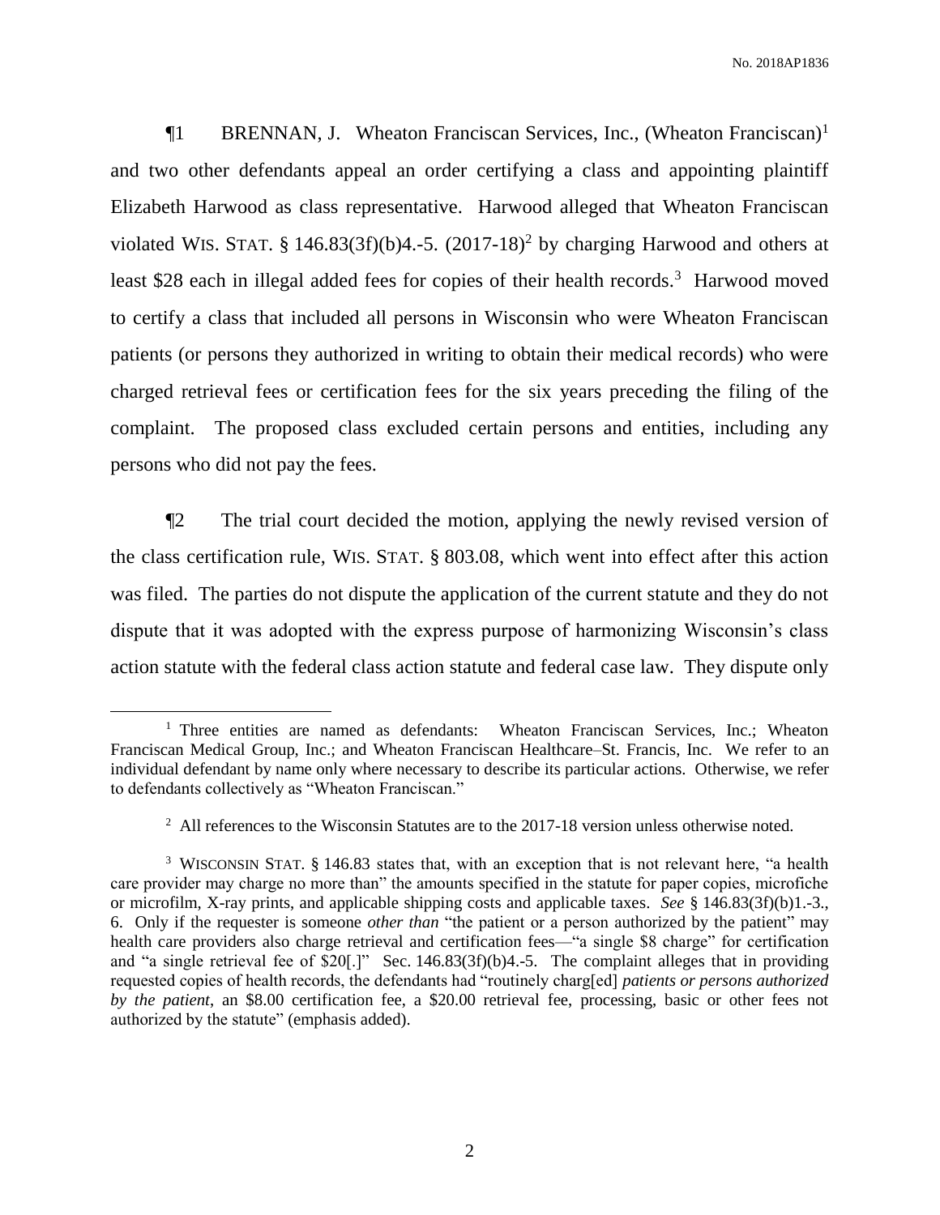¶1 BRENNAN, J. Wheaton Franciscan Services, Inc., (Wheaton Franciscan)[1] and two other defendants appeal an order certifying a class and appointing plaintiff Elizabeth Harwood as class representative. Harwood alleged that Wheaton Franciscan violated WIS. STAT. § 146.83(3f)(b)4.-5. (2017-18)[2] by charging Harwood and others at least $28 each in illegal added fees for copies of their health records.[3] Harwood moved to certify a class that included all persons in Wisconsin who were Wheaton Franciscan patients (or persons they authorized in writing to obtain their medical records) who were charged retrieval fees or certification fees for the six years preceding the filing of the complaint. The proposed class excluded certain persons and entities, including any persons who did not pay the fees.

¶2 The trial court decided the motion, applying the newly revised version of the class certification rule, WIS. STAT. § 803.08, which went into effect after this action was filed. The parties do not dispute the application of the current statute and they do not dispute that it was adopted with the express purpose of harmonizing Wisconsin's class action statute with the federal class action statute and federal case law. They dispute only

---

[1] Three entities are named as defendants: Wheaton Franciscan Services, Inc.; Wheaton Franciscan Medical Group, Inc.; and Wheaton Franciscan Healthcare–St. Francis, Inc. We refer to an individual defendant by name only where necessary to describe its particular actions. Otherwise, we refer to defendants collectively as "Wheaton Franciscan."

[2] All references to the Wisconsin Statutes are to the 2017-18 version unless otherwise noted.

[3] WISCONSIN STAT. § 146.83 states that, with an exception that is not relevant here, "a health care provider may charge no more than" the amounts specified in the statute for paper copies, microfiche or microfilm, X-ray prints, and applicable shipping costs and applicable taxes. *See* § 146.83(3f)(b)1.-3., 6. Only if the requester is someone *other than* "the patient or a person authorized by the patient" may health care providers also charge retrieval and certification fees—"a single $8 charge" for certification and "a single retrieval fee of $20[.]" Sec. 146.83(3f)(b)4.-5. The complaint alleges that in providing requested copies of health records, the defendants had "routinely charg[ed] *patients or persons authorized by the patient*, an $8.00 certification fee, a $20.00 retrieval fee, processing, basic or other fees not authorized by the statute" (emphasis added).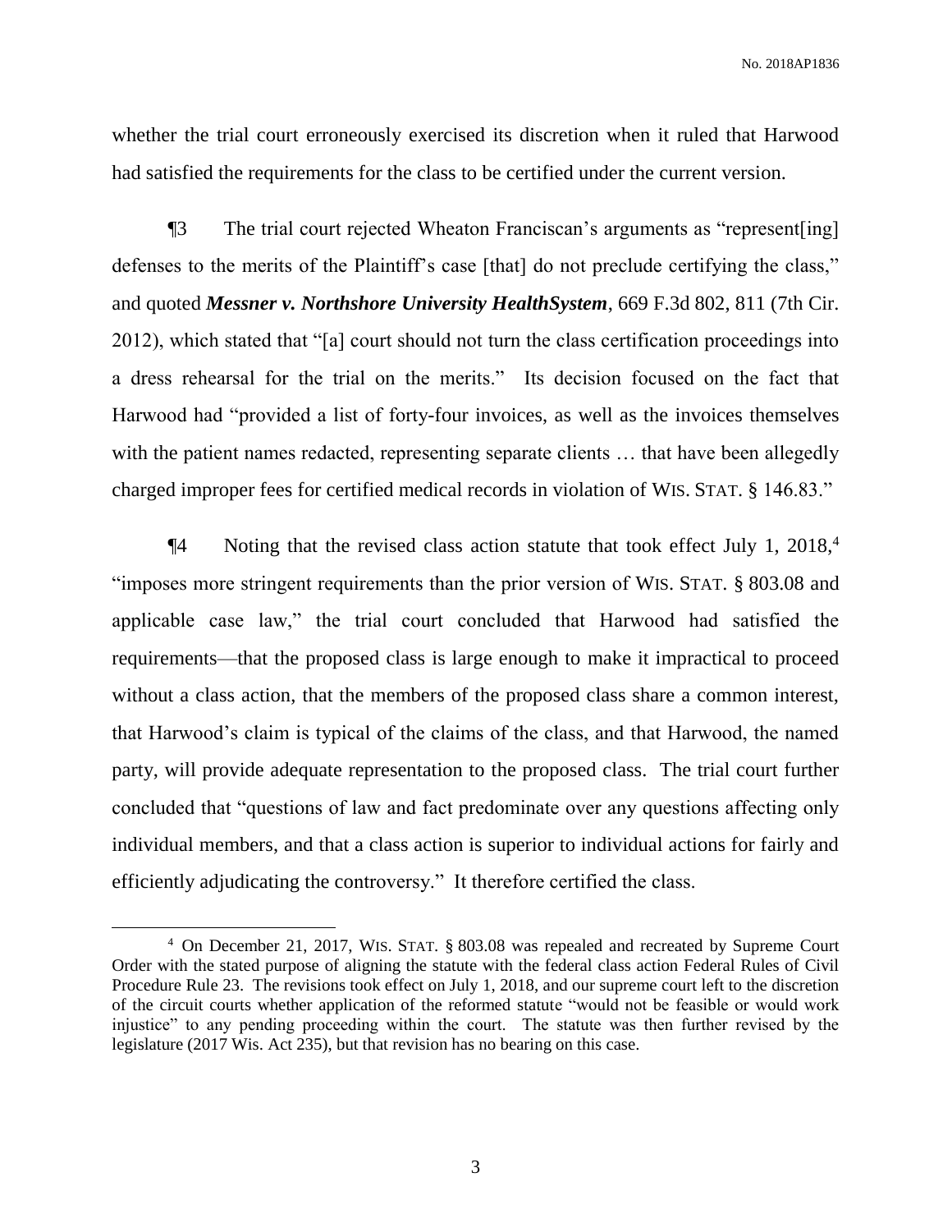whether the trial court erroneously exercised its discretion when it ruled that Harwood had satisfied the requirements for the class to be certified under the current version.

¶3 The trial court rejected Wheaton Franciscan's arguments as "represent[ing] defenses to the merits of the Plaintiff's case [that] do not preclude certifying the class," and quoted ***Messner v. Northshore University HealthSystem***, 669 F.3d 802, 811 (7th Cir. 2012), which stated that "[a] court should not turn the class certification proceedings into a dress rehearsal for the trial on the merits." Its decision focused on the fact that Harwood had "provided a list of forty-four invoices, as well as the invoices themselves with the patient names redacted, representing separate clients … that have been allegedly charged improper fees for certified medical records in violation of WIS. STAT. § 146.83."

¶4 Noting that the revised class action statute that took effect July 1, 2018,[4] "imposes more stringent requirements than the prior version of WIS. STAT. § 803.08 and applicable case law," the trial court concluded that Harwood had satisfied the requirements—that the proposed class is large enough to make it impractical to proceed without a class action, that the members of the proposed class share a common interest, that Harwood's claim is typical of the claims of the class, and that Harwood, the named party, will provide adequate representation to the proposed class. The trial court further concluded that "questions of law and fact predominate over any questions affecting only individual members, and that a class action is superior to individual actions for fairly and efficiently adjudicating the controversy." It therefore certified the class.

---

[4] On December 21, 2017, WIS. STAT. § 803.08 was repealed and recreated by Supreme Court Order with the stated purpose of aligning the statute with the federal class action Federal Rules of Civil Procedure Rule 23. The revisions took effect on July 1, 2018, and our supreme court left to the discretion of the circuit courts whether application of the reformed statute "would not be feasible or would work injustice" to any pending proceeding within the court. The statute was then further revised by the legislature (2017 Wis. Act 235), but that revision has no bearing on this case.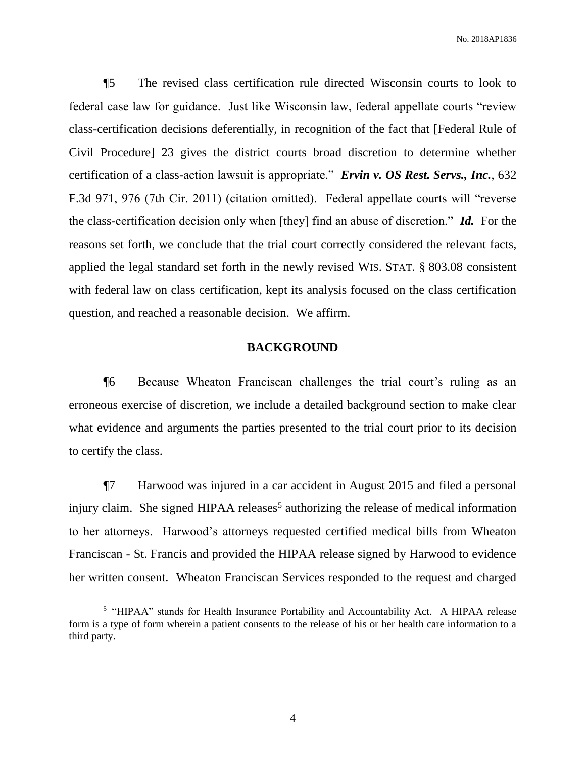¶5 The revised class certification rule directed Wisconsin courts to look to federal case law for guidance. Just like Wisconsin law, federal appellate courts "review class-certification decisions deferentially, in recognition of the fact that [Federal Rule of Civil Procedure] 23 gives the district courts broad discretion to determine whether certification of a class-action lawsuit is appropriate." ***Ervin v. OS Rest. Servs., Inc.***, 632 F.3d 971, 976 (7th Cir. 2011) (citation omitted). Federal appellate courts will "reverse the class-certification decision only when [they] find an abuse of discretion." ***Id.*** For the reasons set forth, we conclude that the trial court correctly considered the relevant facts, applied the legal standard set forth in the newly revised WIS. STAT. § 803.08 consistent with federal law on class certification, kept its analysis focused on the class certification question, and reached a reasonable decision. We affirm.

## BACKGROUND

¶6 Because Wheaton Franciscan challenges the trial court's ruling as an erroneous exercise of discretion, we include a detailed background section to make clear what evidence and arguments the parties presented to the trial court prior to its decision to certify the class.

¶7 Harwood was injured in a car accident in August 2015 and filed a personal injury claim. She signed HIPAA releases[5] authorizing the release of medical information to her attorneys. Harwood's attorneys requested certified medical bills from Wheaton Franciscan - St. Francis and provided the HIPAA release signed by Harwood to evidence her written consent. Wheaton Franciscan Services responded to the request and charged

---

[5] "HIPAA" stands for Health Insurance Portability and Accountability Act. A HIPAA release form is a type of form wherein a patient consents to the release of his or her health care information to a third party.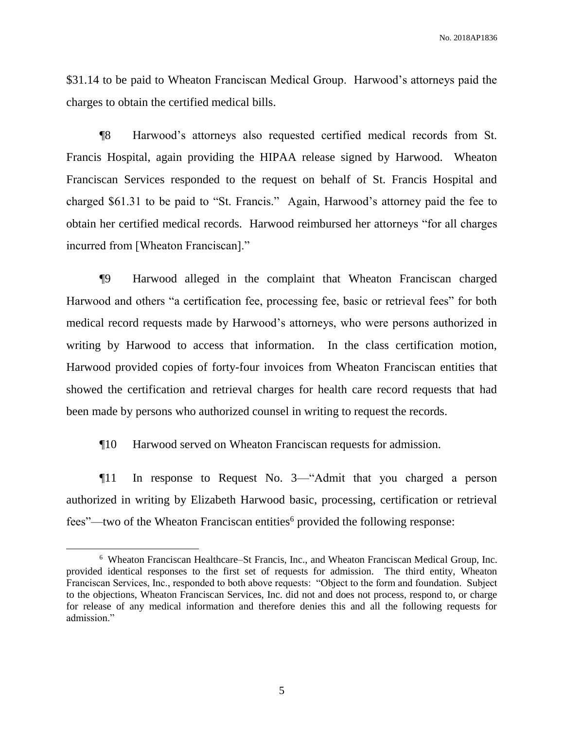$31.14 to be paid to Wheaton Franciscan Medical Group. Harwood's attorneys paid the charges to obtain the certified medical bills.

¶8 Harwood's attorneys also requested certified medical records from St. Francis Hospital, again providing the HIPAA release signed by Harwood. Wheaton Franciscan Services responded to the request on behalf of St. Francis Hospital and charged $61.31 to be paid to "St. Francis." Again, Harwood's attorney paid the fee to obtain her certified medical records. Harwood reimbursed her attorneys "for all charges incurred from [Wheaton Franciscan]."

¶9 Harwood alleged in the complaint that Wheaton Franciscan charged Harwood and others "a certification fee, processing fee, basic or retrieval fees" for both medical record requests made by Harwood's attorneys, who were persons authorized in writing by Harwood to access that information. In the class certification motion, Harwood provided copies of forty-four invoices from Wheaton Franciscan entities that showed the certification and retrieval charges for health care record requests that had been made by persons who authorized counsel in writing to request the records.

¶10 Harwood served on Wheaton Franciscan requests for admission.

¶11 In response to Request No. 3—"Admit that you charged a person authorized in writing by Elizabeth Harwood basic, processing, certification or retrieval fees"—two of the Wheaton Franciscan entities[6] provided the following response:

---

[6] Wheaton Franciscan Healthcare–St Francis, Inc., and Wheaton Franciscan Medical Group, Inc. provided identical responses to the first set of requests for admission. The third entity, Wheaton Franciscan Services, Inc., responded to both above requests: "Object to the form and foundation. Subject to the objections, Wheaton Franciscan Services, Inc. did not and does not process, respond to, or charge for release of any medical information and therefore denies this and all the following requests for admission."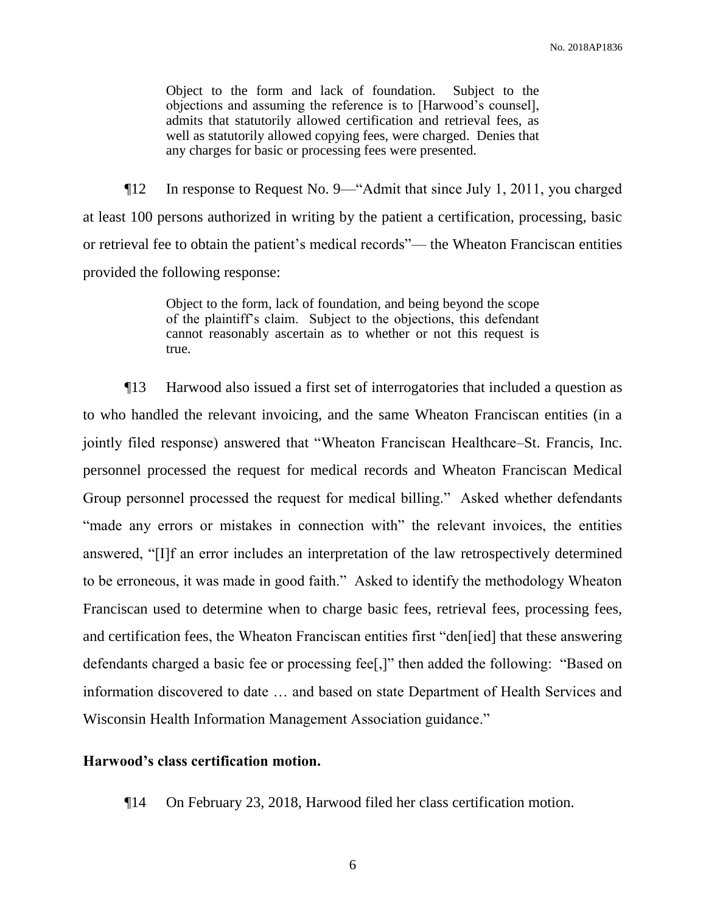> Object to the form and lack of foundation. Subject to the objections and assuming the reference is to [Harwood's counsel], admits that statutorily allowed certification and retrieval fees, as well as statutorily allowed copying fees, were charged. Denies that any charges for basic or processing fees were presented.

¶12 In response to Request No. 9—"Admit that since July 1, 2011, you charged at least 100 persons authorized in writing by the patient a certification, processing, basic or retrieval fee to obtain the patient's medical records"— the Wheaton Franciscan entities provided the following response:

> Object to the form, lack of foundation, and being beyond the scope of the plaintiff's claim. Subject to the objections, this defendant cannot reasonably ascertain as to whether or not this request is true.

¶13 Harwood also issued a first set of interrogatories that included a question as to who handled the relevant invoicing, and the same Wheaton Franciscan entities (in a jointly filed response) answered that "Wheaton Franciscan Healthcare–St. Francis, Inc. personnel processed the request for medical records and Wheaton Franciscan Medical Group personnel processed the request for medical billing." Asked whether defendants "made any errors or mistakes in connection with" the relevant invoices, the entities answered, "[I]f an error includes an interpretation of the law retrospectively determined to be erroneous, it was made in good faith." Asked to identify the methodology Wheaton Franciscan used to determine when to charge basic fees, retrieval fees, processing fees, and certification fees, the Wheaton Franciscan entities first "den[ied] that these answering defendants charged a basic fee or processing fee[,]" then added the following: "Based on information discovered to date … and based on state Department of Health Services and Wisconsin Health Information Management Association guidance."

**Harwood's class certification motion.**

¶14 On February 23, 2018, Harwood filed her class certification motion.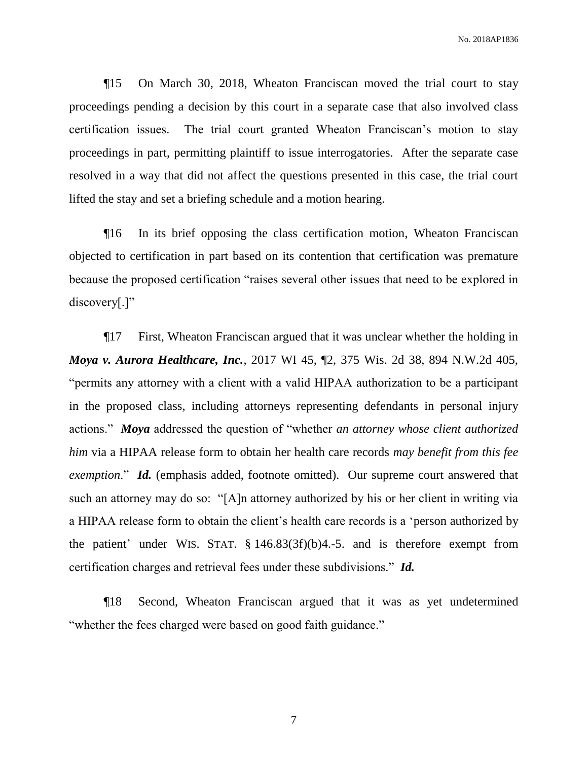¶15 On March 30, 2018, Wheaton Franciscan moved the trial court to stay proceedings pending a decision by this court in a separate case that also involved class certification issues. The trial court granted Wheaton Franciscan's motion to stay proceedings in part, permitting plaintiff to issue interrogatories. After the separate case resolved in a way that did not affect the questions presented in this case, the trial court lifted the stay and set a briefing schedule and a motion hearing.

¶16 In its brief opposing the class certification motion, Wheaton Franciscan objected to certification in part based on its contention that certification was premature because the proposed certification "raises several other issues that need to be explored in discovery[.]"

¶17 First, Wheaton Franciscan argued that it was unclear whether the holding in ***Moya v. Aurora Healthcare, Inc.***, 2017 WI 45, ¶2, 375 Wis. 2d 38, 894 N.W.2d 405, "permits any attorney with a client with a valid HIPAA authorization to be a participant in the proposed class, including attorneys representing defendants in personal injury actions." ***Moya*** addressed the question of "whether *an attorney whose client authorized him* via a HIPAA release form to obtain her health care records *may benefit from this fee exemption*." ***Id.*** (emphasis added, footnote omitted). Our supreme court answered that such an attorney may do so: "[A]n attorney authorized by his or her client in writing via a HIPAA release form to obtain the client's health care records is a 'person authorized by the patient' under WIS. STAT. § 146.83(3f)(b)4.-5. and is therefore exempt from certification charges and retrieval fees under these subdivisions." ***Id.***

¶18 Second, Wheaton Franciscan argued that it was as yet undetermined "whether the fees charged were based on good faith guidance."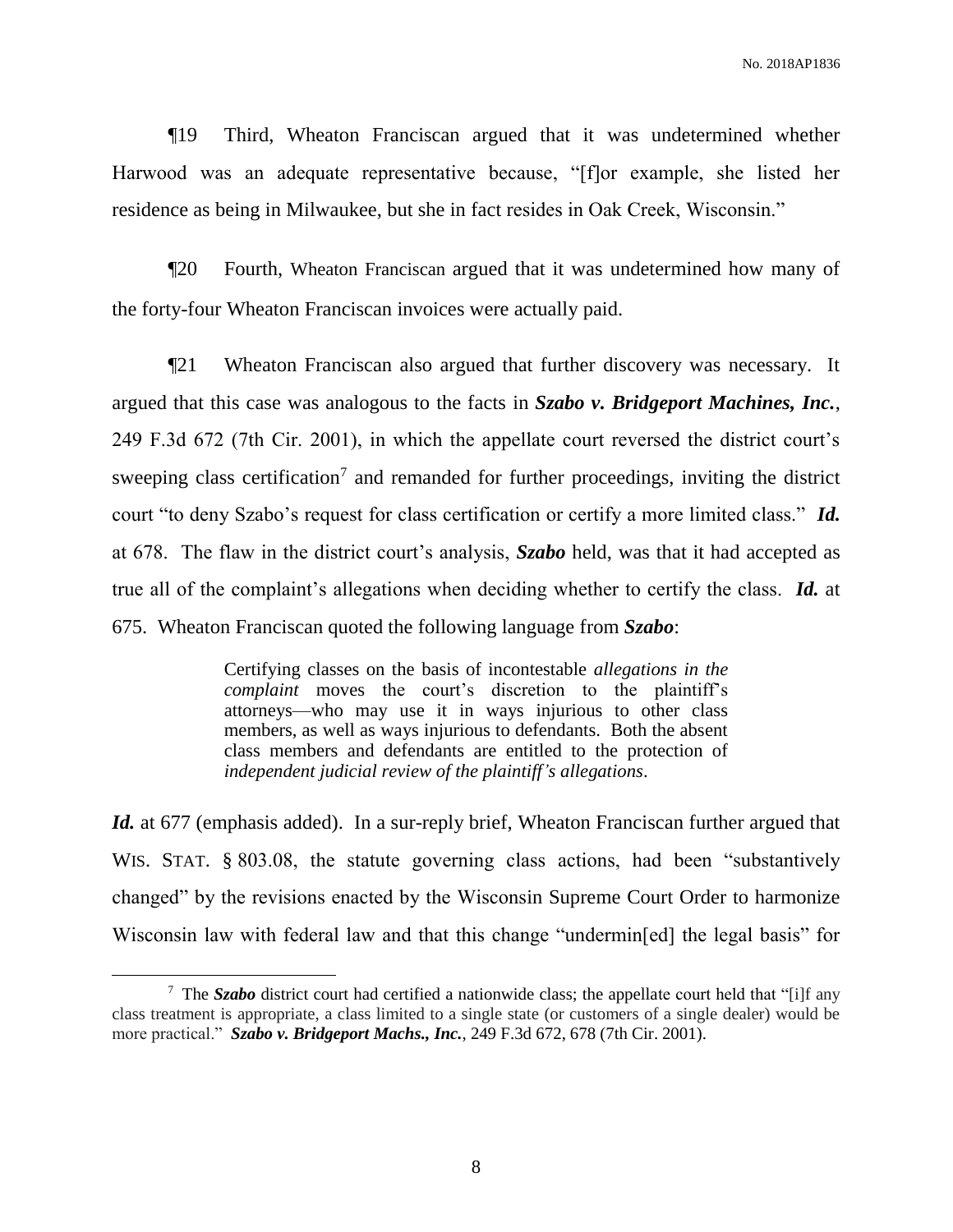¶19 Third, Wheaton Franciscan argued that it was undetermined whether Harwood was an adequate representative because, "[f]or example, she listed her residence as being in Milwaukee, but she in fact resides in Oak Creek, Wisconsin."

¶20 Fourth, Wheaton Franciscan argued that it was undetermined how many of the forty-four Wheaton Franciscan invoices were actually paid.

¶21 Wheaton Franciscan also argued that further discovery was necessary. It argued that this case was analogous to the facts in ***Szabo v. Bridgeport Machines, Inc.***, 249 F.3d 672 (7th Cir. 2001), in which the appellate court reversed the district court's sweeping class certification[7] and remanded for further proceedings, inviting the district court "to deny Szabo's request for class certification or certify a more limited class." ***Id.*** at 678. The flaw in the district court's analysis, ***Szabo*** held, was that it had accepted as true all of the complaint's allegations when deciding whether to certify the class. ***Id.*** at 675. Wheaton Franciscan quoted the following language from ***Szabo***:

> Certifying classes on the basis of incontestable *allegations in the complaint* moves the court's discretion to the plaintiff's attorneys—who may use it in ways injurious to other class members, as well as ways injurious to defendants. Both the absent class members and defendants are entitled to the protection of *independent judicial review of the plaintiff's allegations*.

***Id.*** at 677 (emphasis added). In a sur-reply brief, Wheaton Franciscan further argued that WIS. STAT. § 803.08, the statute governing class actions, had been "substantively changed" by the revisions enacted by the Wisconsin Supreme Court Order to harmonize Wisconsin law with federal law and that this change "undermin[ed] the legal basis" for

[7] The ***Szabo*** district court had certified a nationwide class; the appellate court held that "[i]f any class treatment is appropriate, a class limited to a single state (or customers of a single dealer) would be more practical." ***Szabo v. Bridgeport Machs., Inc.***, 249 F.3d 672, 678 (7th Cir. 2001).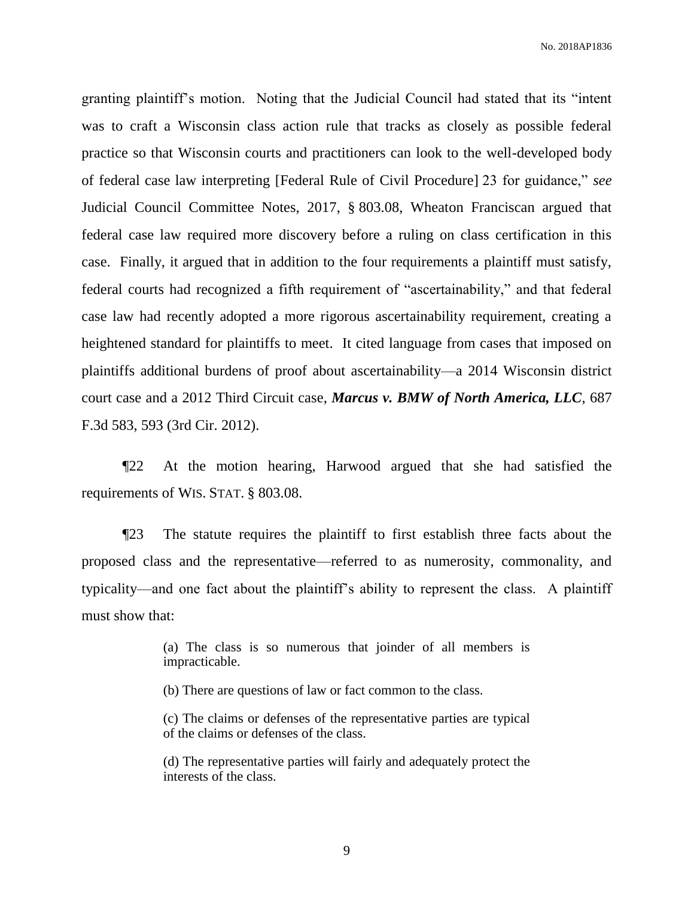granting plaintiff's motion. Noting that the Judicial Council had stated that its "intent was to craft a Wisconsin class action rule that tracks as closely as possible federal practice so that Wisconsin courts and practitioners can look to the well-developed body of federal case law interpreting [Federal Rule of Civil Procedure] 23 for guidance," *see* Judicial Council Committee Notes, 2017, § 803.08, Wheaton Franciscan argued that federal case law required more discovery before a ruling on class certification in this case. Finally, it argued that in addition to the four requirements a plaintiff must satisfy, federal courts had recognized a fifth requirement of "ascertainability," and that federal case law had recently adopted a more rigorous ascertainability requirement, creating a heightened standard for plaintiffs to meet. It cited language from cases that imposed on plaintiffs additional burdens of proof about ascertainability—a 2014 Wisconsin district court case and a 2012 Third Circuit case, ***Marcus v. BMW of North America, LLC***, 687 F.3d 583, 593 (3rd Cir. 2012).

¶22 At the motion hearing, Harwood argued that she had satisfied the requirements of WIS. STAT. § 803.08.

¶23 The statute requires the plaintiff to first establish three facts about the proposed class and the representative—referred to as numerosity, commonality, and typicality—and one fact about the plaintiff's ability to represent the class. A plaintiff must show that:

> (a) The class is so numerous that joinder of all members is impracticable.
>
> (b) There are questions of law or fact common to the class.
>
> (c) The claims or defenses of the representative parties are typical of the claims or defenses of the class.
>
> (d) The representative parties will fairly and adequately protect the interests of the class.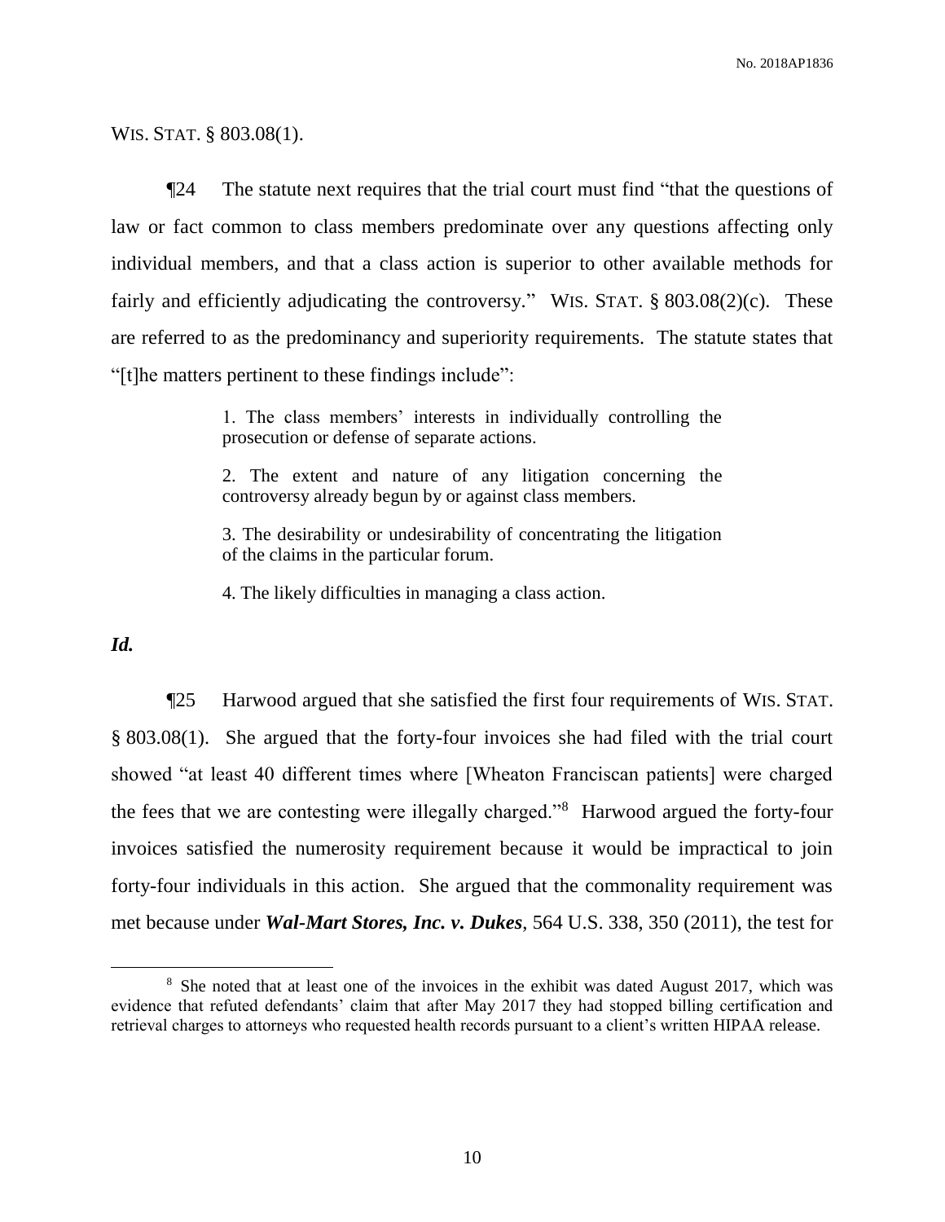WIS. STAT. § 803.08(1).

¶24 The statute next requires that the trial court must find "that the questions of law or fact common to class members predominate over any questions affecting only individual members, and that a class action is superior to other available methods for fairly and efficiently adjudicating the controversy." WIS. STAT. § 803.08(2)(c). These are referred to as the predominancy and superiority requirements. The statute states that "[t]he matters pertinent to these findings include":

> 1. The class members' interests in individually controlling the prosecution or defense of separate actions.
>
> 2. The extent and nature of any litigation concerning the controversy already begun by or against class members.
>
> 3. The desirability or undesirability of concentrating the litigation of the claims in the particular forum.
>
> 4. The likely difficulties in managing a class action.

***Id.***

¶25 Harwood argued that she satisfied the first four requirements of WIS. STAT. § 803.08(1). She argued that the forty-four invoices she had filed with the trial court showed "at least 40 different times where [Wheaton Franciscan patients] were charged the fees that we are contesting were illegally charged."[8] Harwood argued the forty-four invoices satisfied the numerosity requirement because it would be impractical to join forty-four individuals in this action. She argued that the commonality requirement was met because under ***Wal-Mart Stores, Inc. v. Dukes***, 564 U.S. 338, 350 (2011), the test for

---

[8] She noted that at least one of the invoices in the exhibit was dated August 2017, which was evidence that refuted defendants' claim that after May 2017 they had stopped billing certification and retrieval charges to attorneys who requested health records pursuant to a client's written HIPAA release.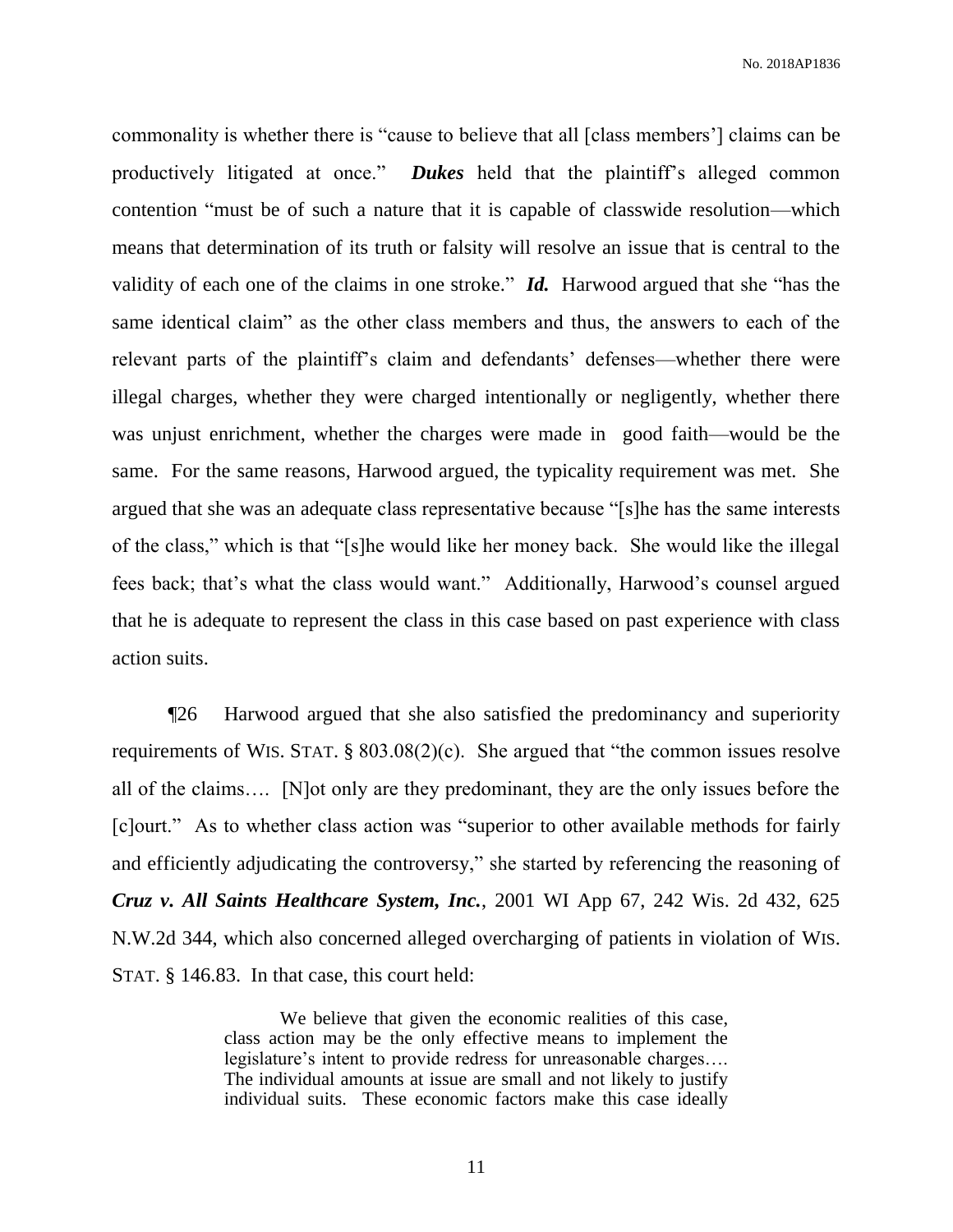commonality is whether there is "cause to believe that all [class members'] claims can be productively litigated at once." ***Dukes*** held that the plaintiff's alleged common contention "must be of such a nature that it is capable of classwide resolution—which means that determination of its truth or falsity will resolve an issue that is central to the validity of each one of the claims in one stroke." ***Id.*** Harwood argued that she "has the same identical claim" as the other class members and thus, the answers to each of the relevant parts of the plaintiff's claim and defendants' defenses—whether there were illegal charges, whether they were charged intentionally or negligently, whether there was unjust enrichment, whether the charges were made in good faith—would be the same. For the same reasons, Harwood argued, the typicality requirement was met. She argued that she was an adequate class representative because "[s]he has the same interests of the class," which is that "[s]he would like her money back. She would like the illegal fees back; that's what the class would want." Additionally, Harwood's counsel argued that he is adequate to represent the class in this case based on past experience with class action suits.

¶26 Harwood argued that she also satisfied the predominancy and superiority requirements of WIS. STAT. § 803.08(2)(c). She argued that "the common issues resolve all of the claims…. [N]ot only are they predominant, they are the only issues before the [c]ourt." As to whether class action was "superior to other available methods for fairly and efficiently adjudicating the controversy," she started by referencing the reasoning of ***Cruz v. All Saints Healthcare System, Inc.***, 2001 WI App 67, 242 Wis. 2d 432, 625 N.W.2d 344, which also concerned alleged overcharging of patients in violation of WIS. STAT. § 146.83. In that case, this court held:

> We believe that given the economic realities of this case, class action may be the only effective means to implement the legislature's intent to provide redress for unreasonable charges…. The individual amounts at issue are small and not likely to justify individual suits. These economic factors make this case ideally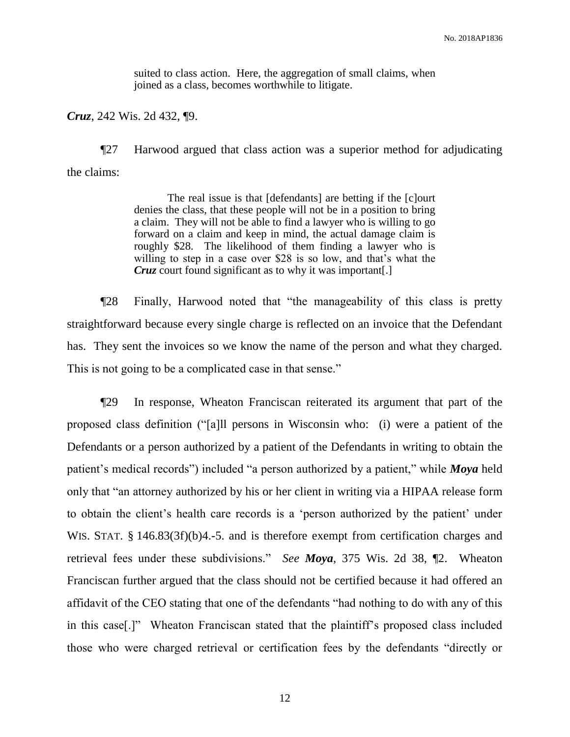> suited to class action. Here, the aggregation of small claims, when joined as a class, becomes worthwhile to litigate.

***Cruz***, 242 Wis. 2d 432, ¶9.

¶27 Harwood argued that class action was a superior method for adjudicating the claims:

> The real issue is that [defendants] are betting if the [c]ourt denies the class, that these people will not be in a position to bring a claim. They will not be able to find a lawyer who is willing to go forward on a claim and keep in mind, the actual damage claim is roughly $28. The likelihood of them finding a lawyer who is willing to step in a case over $28 is so low, and that's what the ***Cruz*** court found significant as to why it was important[.]

¶28 Finally, Harwood noted that "the manageability of this class is pretty straightforward because every single charge is reflected on an invoice that the Defendant has. They sent the invoices so we know the name of the person and what they charged. This is not going to be a complicated case in that sense."

¶29 In response, Wheaton Franciscan reiterated its argument that part of the proposed class definition ("[a]ll persons in Wisconsin who: (i) were a patient of the Defendants or a person authorized by a patient of the Defendants in writing to obtain the patient's medical records") included "a person authorized by a patient," while ***Moya*** held only that "an attorney authorized by his or her client in writing via a HIPAA release form to obtain the client's health care records is a 'person authorized by the patient' under WIS. STAT. § 146.83(3f)(b)4.-5. and is therefore exempt from certification charges and retrieval fees under these subdivisions." *See* ***Moya***, 375 Wis. 2d 38, ¶2. Wheaton Franciscan further argued that the class should not be certified because it had offered an affidavit of the CEO stating that one of the defendants "had nothing to do with any of this in this case[.]" Wheaton Franciscan stated that the plaintiff's proposed class included those who were charged retrieval or certification fees by the defendants "directly or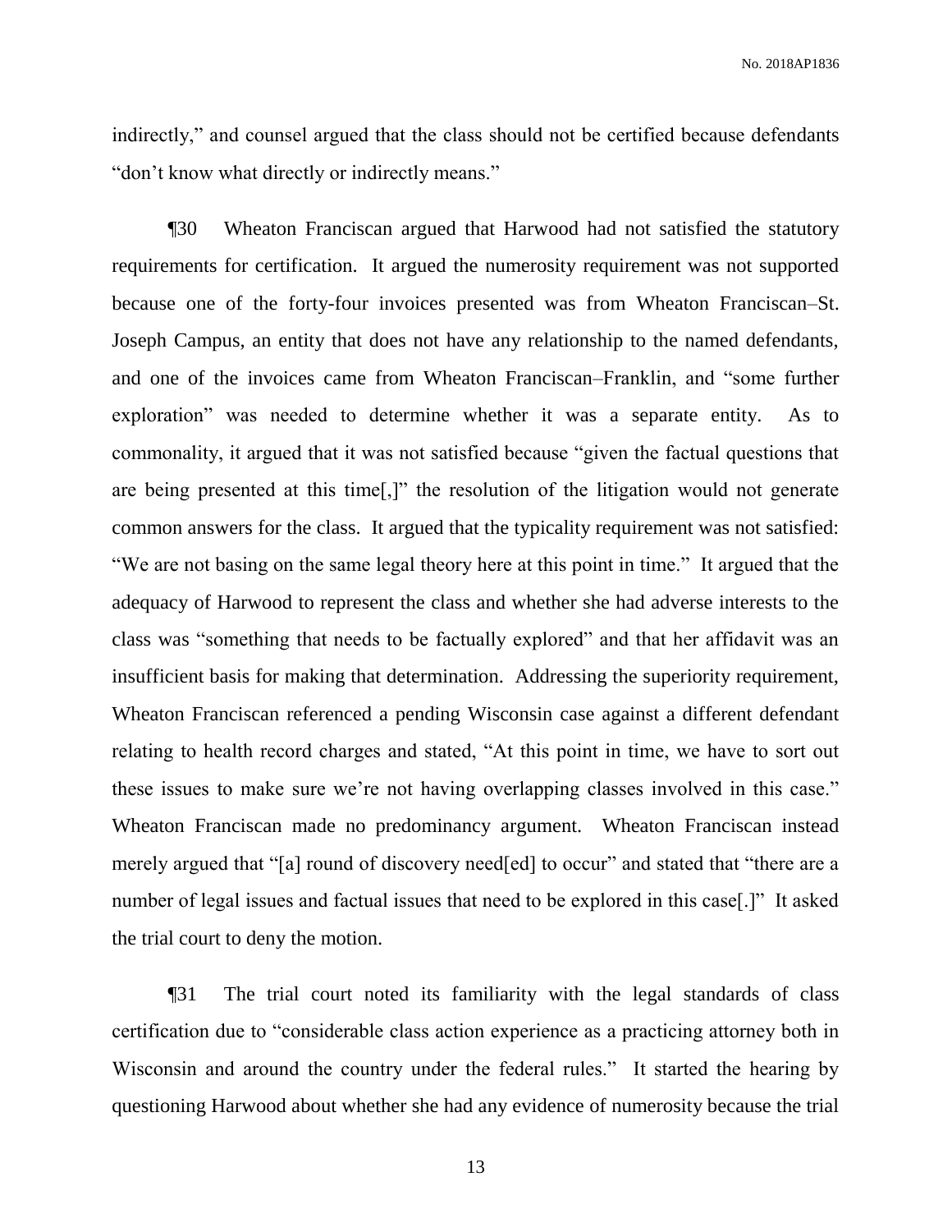indirectly," and counsel argued that the class should not be certified because defendants "don't know what directly or indirectly means."

¶30 Wheaton Franciscan argued that Harwood had not satisfied the statutory requirements for certification. It argued the numerosity requirement was not supported because one of the forty-four invoices presented was from Wheaton Franciscan–St. Joseph Campus, an entity that does not have any relationship to the named defendants, and one of the invoices came from Wheaton Franciscan–Franklin, and "some further exploration" was needed to determine whether it was a separate entity. As to commonality, it argued that it was not satisfied because "given the factual questions that are being presented at this time[,]" the resolution of the litigation would not generate common answers for the class. It argued that the typicality requirement was not satisfied: "We are not basing on the same legal theory here at this point in time." It argued that the adequacy of Harwood to represent the class and whether she had adverse interests to the class was "something that needs to be factually explored" and that her affidavit was an insufficient basis for making that determination. Addressing the superiority requirement, Wheaton Franciscan referenced a pending Wisconsin case against a different defendant relating to health record charges and stated, "At this point in time, we have to sort out these issues to make sure we're not having overlapping classes involved in this case." Wheaton Franciscan made no predominancy argument. Wheaton Franciscan instead merely argued that "[a] round of discovery need[ed] to occur" and stated that "there are a number of legal issues and factual issues that need to be explored in this case[.]" It asked the trial court to deny the motion.

¶31 The trial court noted its familiarity with the legal standards of class certification due to "considerable class action experience as a practicing attorney both in Wisconsin and around the country under the federal rules." It started the hearing by questioning Harwood about whether she had any evidence of numerosity because the trial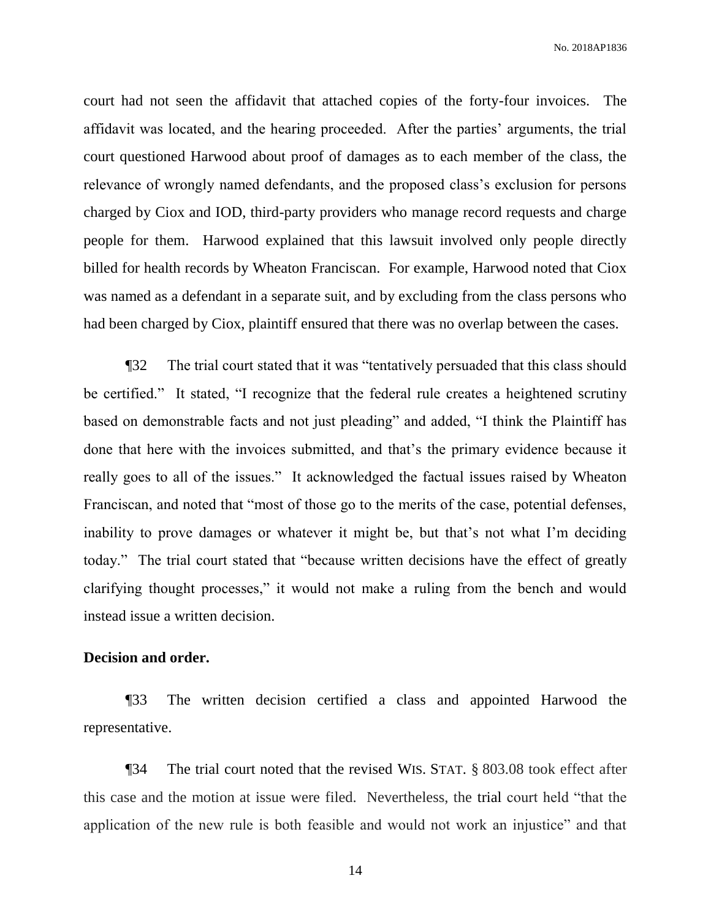court had not seen the affidavit that attached copies of the forty-four invoices. The affidavit was located, and the hearing proceeded. After the parties' arguments, the trial court questioned Harwood about proof of damages as to each member of the class, the relevance of wrongly named defendants, and the proposed class's exclusion for persons charged by Ciox and IOD, third-party providers who manage record requests and charge people for them. Harwood explained that this lawsuit involved only people directly billed for health records by Wheaton Franciscan. For example, Harwood noted that Ciox was named as a defendant in a separate suit, and by excluding from the class persons who had been charged by Ciox, plaintiff ensured that there was no overlap between the cases.

¶32 The trial court stated that it was "tentatively persuaded that this class should be certified." It stated, "I recognize that the federal rule creates a heightened scrutiny based on demonstrable facts and not just pleading" and added, "I think the Plaintiff has done that here with the invoices submitted, and that's the primary evidence because it really goes to all of the issues." It acknowledged the factual issues raised by Wheaton Franciscan, and noted that "most of those go to the merits of the case, potential defenses, inability to prove damages or whatever it might be, but that's not what I'm deciding today." The trial court stated that "because written decisions have the effect of greatly clarifying thought processes," it would not make a ruling from the bench and would instead issue a written decision.

**Decision and order.**

¶33 The written decision certified a class and appointed Harwood the representative.

¶34 The trial court noted that the revised WIS. STAT. § 803.08 took effect after this case and the motion at issue were filed. Nevertheless, the trial court held "that the application of the new rule is both feasible and would not work an injustice" and that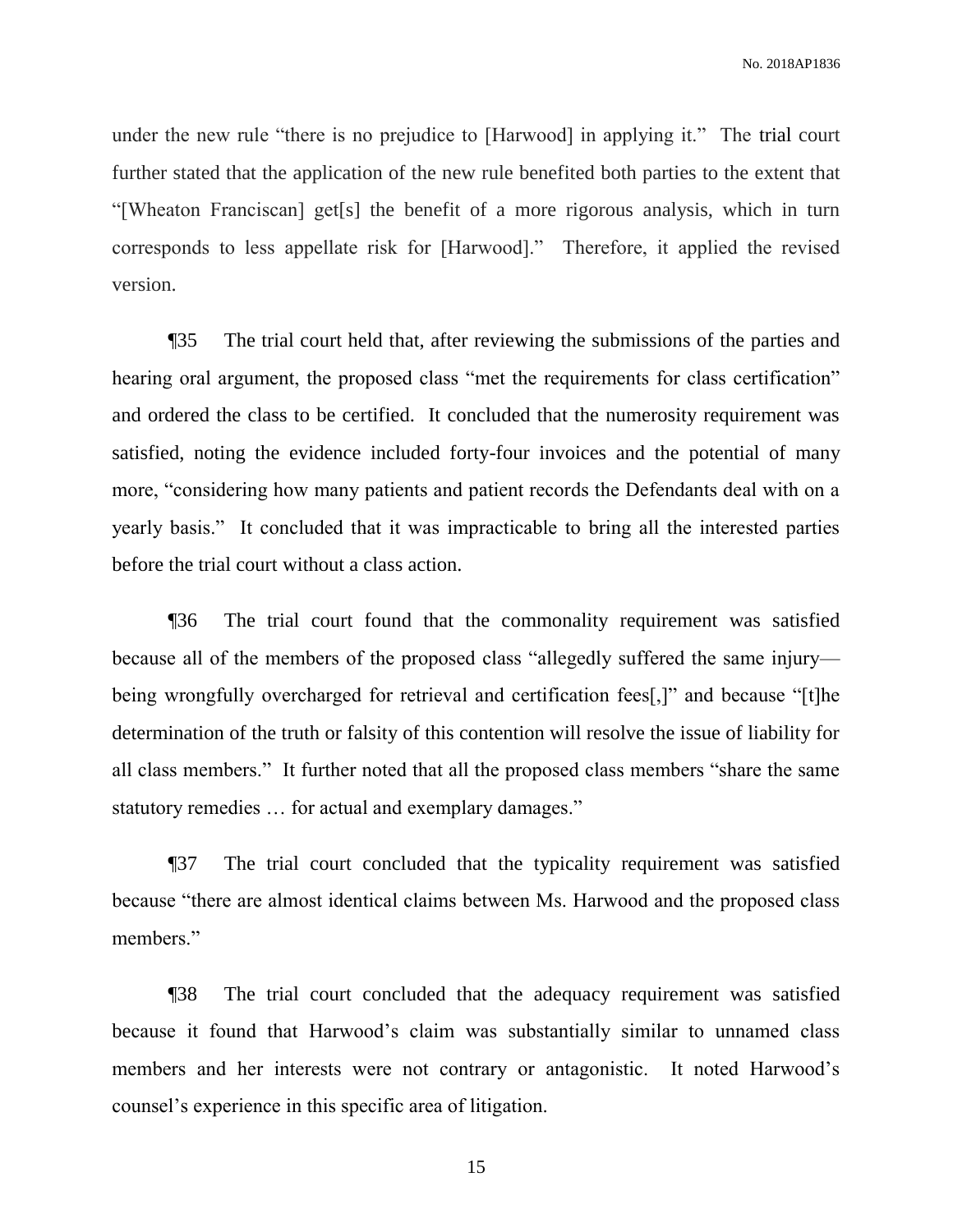under the new rule "there is no prejudice to [Harwood] in applying it." The trial court further stated that the application of the new rule benefited both parties to the extent that "[Wheaton Franciscan] get[s] the benefit of a more rigorous analysis, which in turn corresponds to less appellate risk for [Harwood]." Therefore, it applied the revised version.

¶35 The trial court held that, after reviewing the submissions of the parties and hearing oral argument, the proposed class "met the requirements for class certification" and ordered the class to be certified. It concluded that the numerosity requirement was satisfied, noting the evidence included forty-four invoices and the potential of many more, "considering how many patients and patient records the Defendants deal with on a yearly basis." It concluded that it was impracticable to bring all the interested parties before the trial court without a class action.

¶36 The trial court found that the commonality requirement was satisfied because all of the members of the proposed class "allegedly suffered the same injury—being wrongfully overcharged for retrieval and certification fees[,]" and because "[t]he determination of the truth or falsity of this contention will resolve the issue of liability for all class members." It further noted that all the proposed class members "share the same statutory remedies … for actual and exemplary damages."

¶37 The trial court concluded that the typicality requirement was satisfied because "there are almost identical claims between Ms. Harwood and the proposed class members."

¶38 The trial court concluded that the adequacy requirement was satisfied because it found that Harwood's claim was substantially similar to unnamed class members and her interests were not contrary or antagonistic. It noted Harwood's counsel's experience in this specific area of litigation.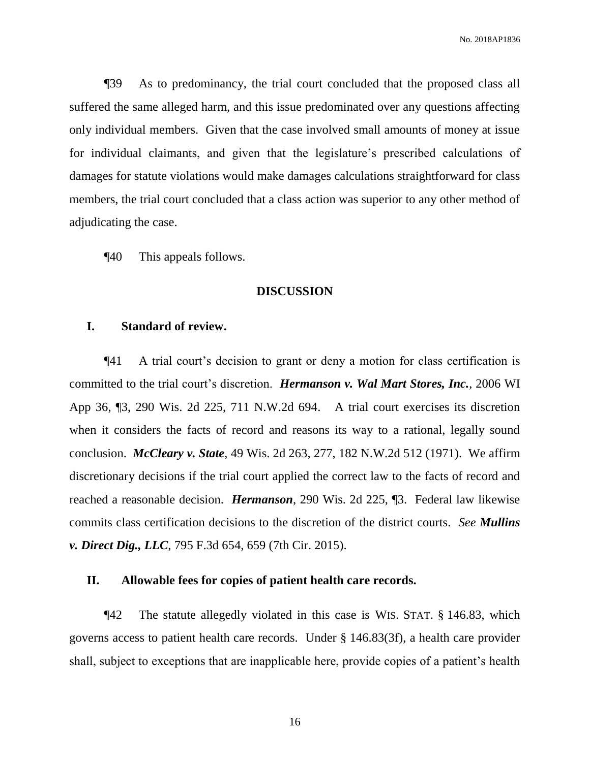¶39 As to predominancy, the trial court concluded that the proposed class all suffered the same alleged harm, and this issue predominated over any questions affecting only individual members. Given that the case involved small amounts of money at issue for individual claimants, and given that the legislature's prescribed calculations of damages for statute violations would make damages calculations straightforward for class members, the trial court concluded that a class action was superior to any other method of adjudicating the case.

¶40 This appeals follows.

## DISCUSSION

### I. Standard of review.

¶41 A trial court's decision to grant or deny a motion for class certification is committed to the trial court's discretion. ***Hermanson v. Wal Mart Stores, Inc.***, 2006 WI App 36, ¶3, 290 Wis. 2d 225, 711 N.W.2d 694. A trial court exercises its discretion when it considers the facts of record and reasons its way to a rational, legally sound conclusion. ***McCleary v. State***, 49 Wis. 2d 263, 277, 182 N.W.2d 512 (1971). We affirm discretionary decisions if the trial court applied the correct law to the facts of record and reached a reasonable decision. ***Hermanson***, 290 Wis. 2d 225, ¶3. Federal law likewise commits class certification decisions to the discretion of the district courts. *See* ***Mullins v. Direct Dig., LLC***, 795 F.3d 654, 659 (7th Cir. 2015).

### II. Allowable fees for copies of patient health care records.

¶42 The statute allegedly violated in this case is WIS. STAT. § 146.83, which governs access to patient health care records. Under § 146.83(3f), a health care provider shall, subject to exceptions that are inapplicable here, provide copies of a patient's health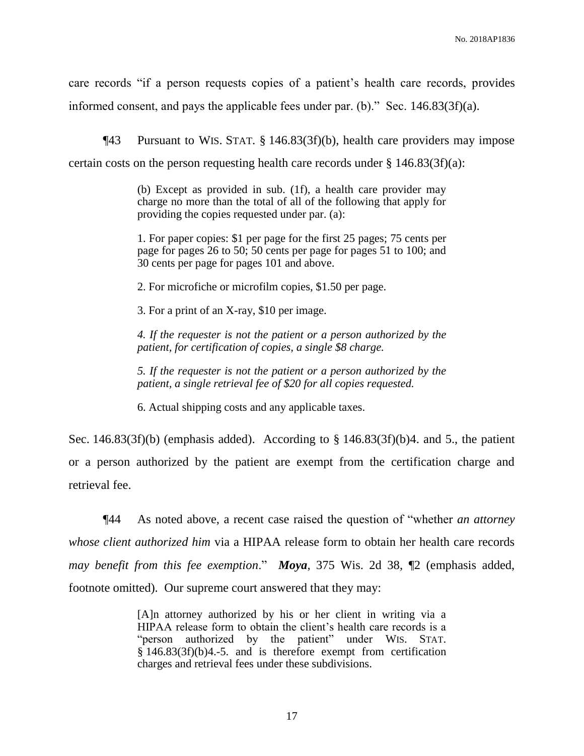care records "if a person requests copies of a patient's health care records, provides informed consent, and pays the applicable fees under par. (b)." Sec. 146.83(3f)(a).

¶43 Pursuant to WIS. STAT. § 146.83(3f)(b), health care providers may impose certain costs on the person requesting health care records under § 146.83(3f)(a):

> (b) Except as provided in sub. (1f), a health care provider may charge no more than the total of all of the following that apply for providing the copies requested under par. (a):
>
> 1. For paper copies: $1 per page for the first 25 pages; 75 cents per page for pages 26 to 50; 50 cents per page for pages 51 to 100; and 30 cents per page for pages 101 and above.
>
> 2. For microfiche or microfilm copies, $1.50 per page.
>
> 3. For a print of an X-ray, $10 per image.
>
> *4. If the requester is not the patient or a person authorized by the patient, for certification of copies, a single $8 charge.*
>
> *5. If the requester is not the patient or a person authorized by the patient, a single retrieval fee of $20 for all copies requested.*
>
> 6. Actual shipping costs and any applicable taxes.

Sec. 146.83(3f)(b) (emphasis added). According to § 146.83(3f)(b)4. and 5., the patient or a person authorized by the patient are exempt from the certification charge and retrieval fee.

¶44 As noted above, a recent case raised the question of "whether *an attorney whose client authorized him* via a HIPAA release form to obtain her health care records *may benefit from this fee exemption*." ***Moya***, 375 Wis. 2d 38, ¶2 (emphasis added, footnote omitted). Our supreme court answered that they may:

> [A]n attorney authorized by his or her client in writing via a HIPAA release form to obtain the client's health care records is a "person authorized by the patient" under WIS. STAT. § 146.83(3f)(b)4.-5. and is therefore exempt from certification charges and retrieval fees under these subdivisions.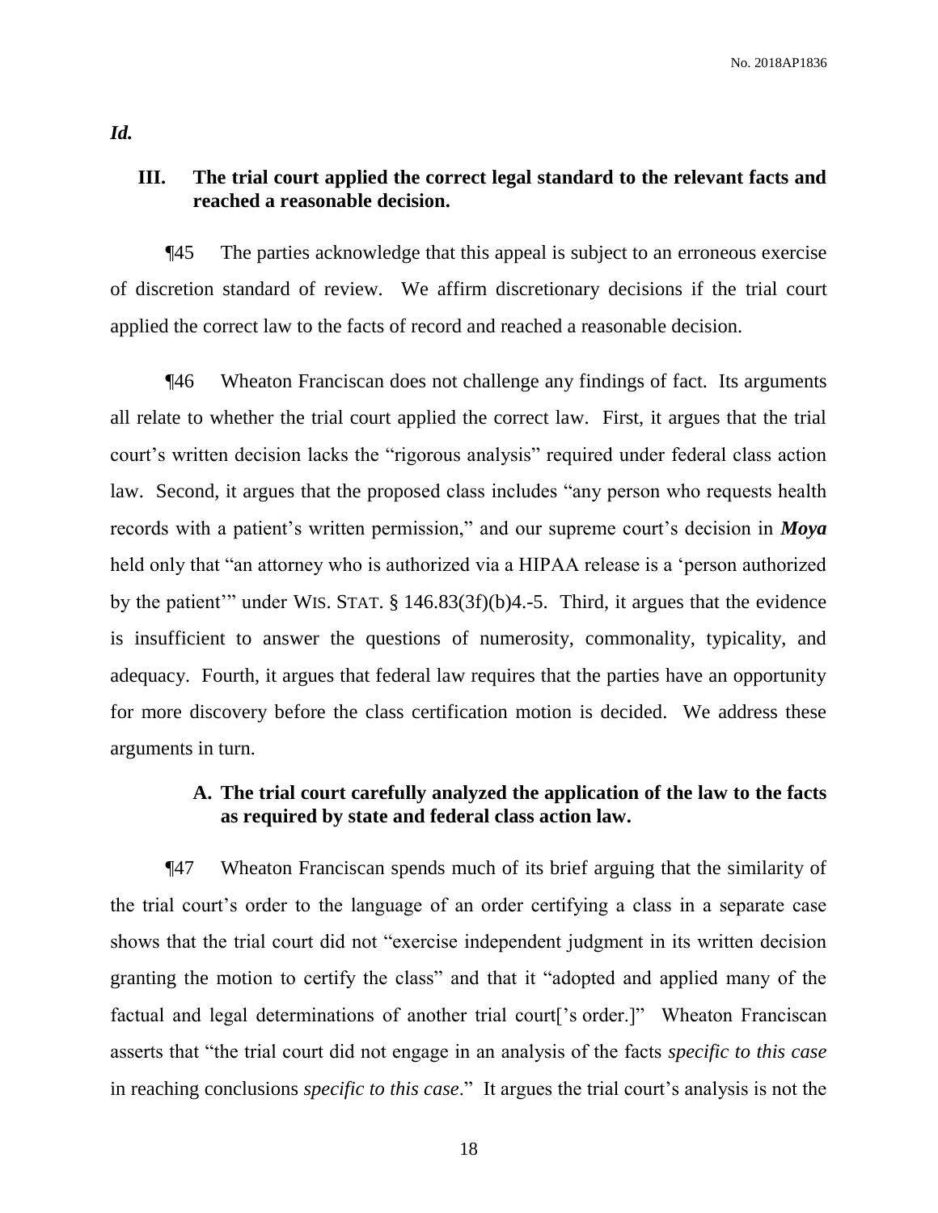***Id.***

## III. The trial court applied the correct legal standard to the relevant facts and reached a reasonable decision.

¶45 The parties acknowledge that this appeal is subject to an erroneous exercise of discretion standard of review. We affirm discretionary decisions if the trial court applied the correct law to the facts of record and reached a reasonable decision.

¶46 Wheaton Franciscan does not challenge any findings of fact. Its arguments all relate to whether the trial court applied the correct law. First, it argues that the trial court's written decision lacks the "rigorous analysis" required under federal class action law. Second, it argues that the proposed class includes "any person who requests health records with a patient's written permission," and our supreme court's decision in ***Moya*** held only that "an attorney who is authorized via a HIPAA release is a 'person authorized by the patient'" under WIS. STAT. § 146.83(3f)(b)4.-5. Third, it argues that the evidence is insufficient to answer the questions of numerosity, commonality, typicality, and adequacy. Fourth, it argues that federal law requires that the parties have an opportunity for more discovery before the class certification motion is decided. We address these arguments in turn.

### A. The trial court carefully analyzed the application of the law to the facts as required by state and federal class action law.

¶47 Wheaton Franciscan spends much of its brief arguing that the similarity of the trial court's order to the language of an order certifying a class in a separate case shows that the trial court did not "exercise independent judgment in its written decision granting the motion to certify the class" and that it "adopted and applied many of the factual and legal determinations of another trial court['s order.]" Wheaton Franciscan asserts that "the trial court did not engage in an analysis of the facts *specific to this case* in reaching conclusions *specific to this case*." It argues the trial court's analysis is not the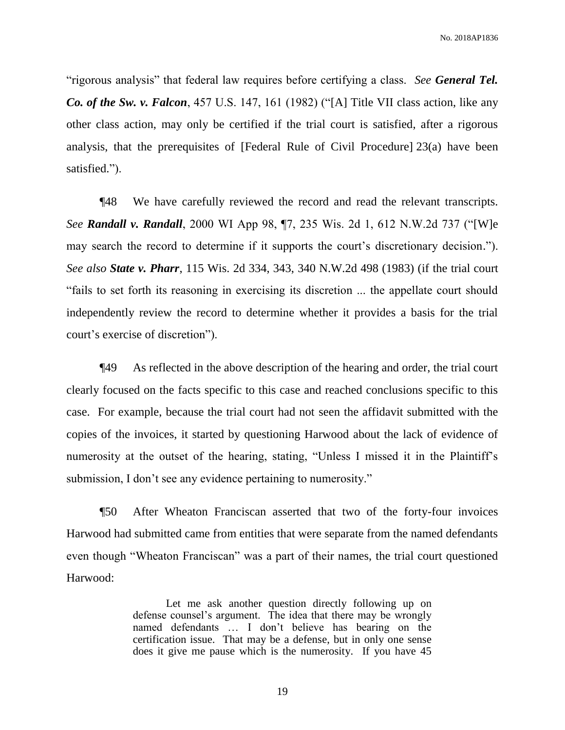"rigorous analysis" that federal law requires before certifying a class. *See* ***General Tel. Co. of the Sw. v. Falcon***, 457 U.S. 147, 161 (1982) ("[A] Title VII class action, like any other class action, may only be certified if the trial court is satisfied, after a rigorous analysis, that the prerequisites of [Federal Rule of Civil Procedure] 23(a) have been satisfied.").

¶48 We have carefully reviewed the record and read the relevant transcripts. *See* ***Randall v. Randall***, 2000 WI App 98, ¶7, 235 Wis. 2d 1, 612 N.W.2d 737 ("[W]e may search the record to determine if it supports the court's discretionary decision."). *See also* ***State v. Pharr***, 115 Wis. 2d 334, 343, 340 N.W.2d 498 (1983) (if the trial court "fails to set forth its reasoning in exercising its discretion ... the appellate court should independently review the record to determine whether it provides a basis for the trial court's exercise of discretion").

¶49 As reflected in the above description of the hearing and order, the trial court clearly focused on the facts specific to this case and reached conclusions specific to this case. For example, because the trial court had not seen the affidavit submitted with the copies of the invoices, it started by questioning Harwood about the lack of evidence of numerosity at the outset of the hearing, stating, "Unless I missed it in the Plaintiff's submission, I don't see any evidence pertaining to numerosity."

¶50 After Wheaton Franciscan asserted that two of the forty-four invoices Harwood had submitted came from entities that were separate from the named defendants even though "Wheaton Franciscan" was a part of their names, the trial court questioned Harwood:

> Let me ask another question directly following up on defense counsel's argument. The idea that there may be wrongly named defendants … I don't believe has bearing on the certification issue. That may be a defense, but in only one sense does it give me pause which is the numerosity. If you have 45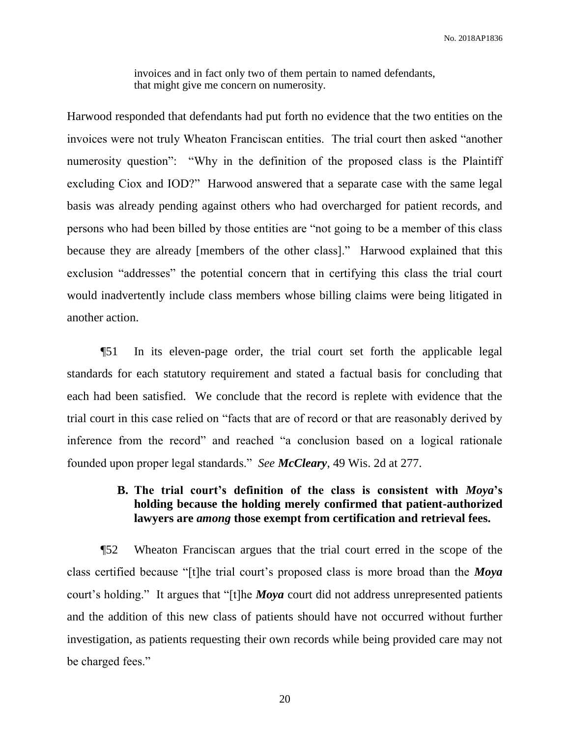> invoices and in fact only two of them pertain to named defendants, that might give me concern on numerosity.

Harwood responded that defendants had put forth no evidence that the two entities on the invoices were not truly Wheaton Franciscan entities. The trial court then asked "another numerosity question": "Why in the definition of the proposed class is the Plaintiff excluding Ciox and IOD?" Harwood answered that a separate case with the same legal basis was already pending against others who had overcharged for patient records, and persons who had been billed by those entities are "not going to be a member of this class because they are already [members of the other class]." Harwood explained that this exclusion "addresses" the potential concern that in certifying this class the trial court would inadvertently include class members whose billing claims were being litigated in another action.

¶51 In its eleven-page order, the trial court set forth the applicable legal standards for each statutory requirement and stated a factual basis for concluding that each had been satisfied. We conclude that the record is replete with evidence that the trial court in this case relied on "facts that are of record or that are reasonably derived by inference from the record" and reached "a conclusion based on a logical rationale founded upon proper legal standards." *See **McCleary***, 49 Wis. 2d at 277.

### B. The trial court's definition of the class is consistent with *Moya*'s holding because the holding merely confirmed that patient-authorized lawyers are *among* those exempt from certification and retrieval fees.

¶52 Wheaton Franciscan argues that the trial court erred in the scope of the class certified because "[t]he trial court's proposed class is more broad than the ***Moya*** court's holding." It argues that "[t]he ***Moya*** court did not address unrepresented patients and the addition of this new class of patients should have not occurred without further investigation, as patients requesting their own records while being provided care may not be charged fees."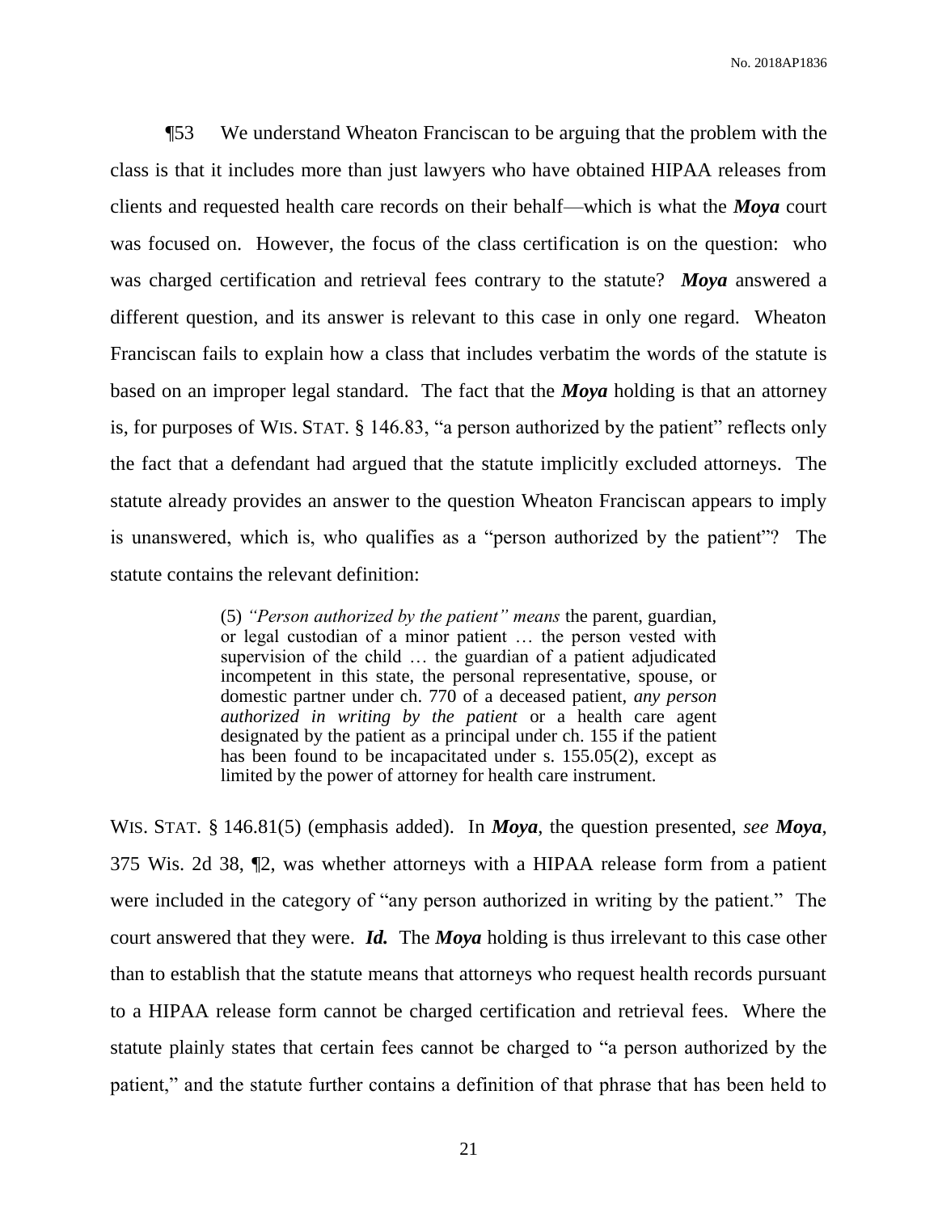¶53 We understand Wheaton Franciscan to be arguing that the problem with the class is that it includes more than just lawyers who have obtained HIPAA releases from clients and requested health care records on their behalf—which is what the ***Moya*** court was focused on. However, the focus of the class certification is on the question: who was charged certification and retrieval fees contrary to the statute? ***Moya*** answered a different question, and its answer is relevant to this case in only one regard. Wheaton Franciscan fails to explain how a class that includes verbatim the words of the statute is based on an improper legal standard. The fact that the ***Moya*** holding is that an attorney is, for purposes of WIS. STAT. § 146.83, "a person authorized by the patient" reflects only the fact that a defendant had argued that the statute implicitly excluded attorneys. The statute already provides an answer to the question Wheaton Franciscan appears to imply is unanswered, which is, who qualifies as a "person authorized by the patient"? The statute contains the relevant definition:

> (5) *"Person authorized by the patient" means* the parent, guardian, or legal custodian of a minor patient … the person vested with supervision of the child … the guardian of a patient adjudicated incompetent in this state, the personal representative, spouse, or domestic partner under ch. 770 of a deceased patient, *any person authorized in writing by the patient* or a health care agent designated by the patient as a principal under ch. 155 if the patient has been found to be incapacitated under s. 155.05(2), except as limited by the power of attorney for health care instrument.

WIS. STAT. § 146.81(5) (emphasis added). In ***Moya***, the question presented, *see* ***Moya***, 375 Wis. 2d 38, ¶2, was whether attorneys with a HIPAA release form from a patient were included in the category of "any person authorized in writing by the patient." The court answered that they were. ***Id.*** The ***Moya*** holding is thus irrelevant to this case other than to establish that the statute means that attorneys who request health records pursuant to a HIPAA release form cannot be charged certification and retrieval fees. Where the statute plainly states that certain fees cannot be charged to "a person authorized by the patient," and the statute further contains a definition of that phrase that has been held to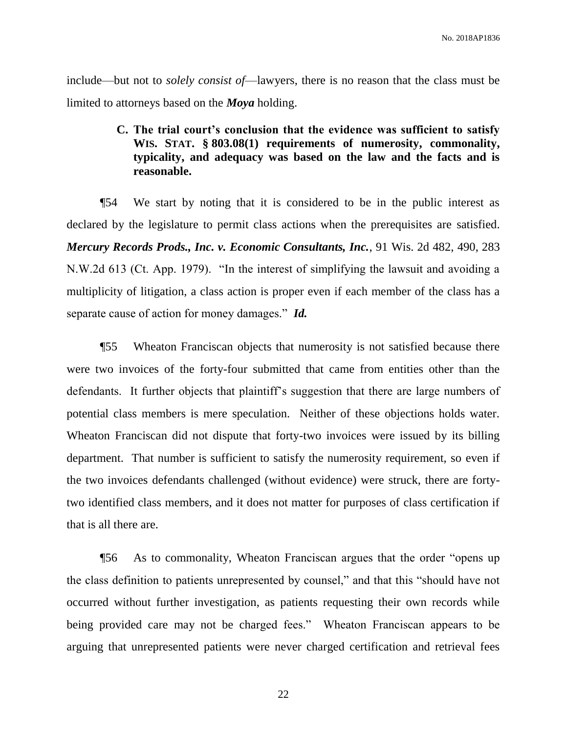include—but not to *solely consist of*—lawyers, there is no reason that the class must be limited to attorneys based on the ***Moya*** holding.

### C. The trial court's conclusion that the evidence was sufficient to satisfy WIS. STAT. § 803.08(1) requirements of numerosity, commonality, typicality, and adequacy was based on the law and the facts and is reasonable.

¶54 We start by noting that it is considered to be in the public interest as declared by the legislature to permit class actions when the prerequisites are satisfied. ***Mercury Records Prods., Inc. v. Economic Consultants, Inc.***, 91 Wis. 2d 482, 490, 283 N.W.2d 613 (Ct. App. 1979). "In the interest of simplifying the lawsuit and avoiding a multiplicity of litigation, a class action is proper even if each member of the class has a separate cause of action for money damages." ***Id.***

¶55 Wheaton Franciscan objects that numerosity is not satisfied because there were two invoices of the forty-four submitted that came from entities other than the defendants. It further objects that plaintiff's suggestion that there are large numbers of potential class members is mere speculation. Neither of these objections holds water. Wheaton Franciscan did not dispute that forty-two invoices were issued by its billing department. That number is sufficient to satisfy the numerosity requirement, so even if the two invoices defendants challenged (without evidence) were struck, there are forty-two identified class members, and it does not matter for purposes of class certification if that is all there are.

¶56 As to commonality, Wheaton Franciscan argues that the order "opens up the class definition to patients unrepresented by counsel," and that this "should have not occurred without further investigation, as patients requesting their own records while being provided care may not be charged fees." Wheaton Franciscan appears to be arguing that unrepresented patients were never charged certification and retrieval fees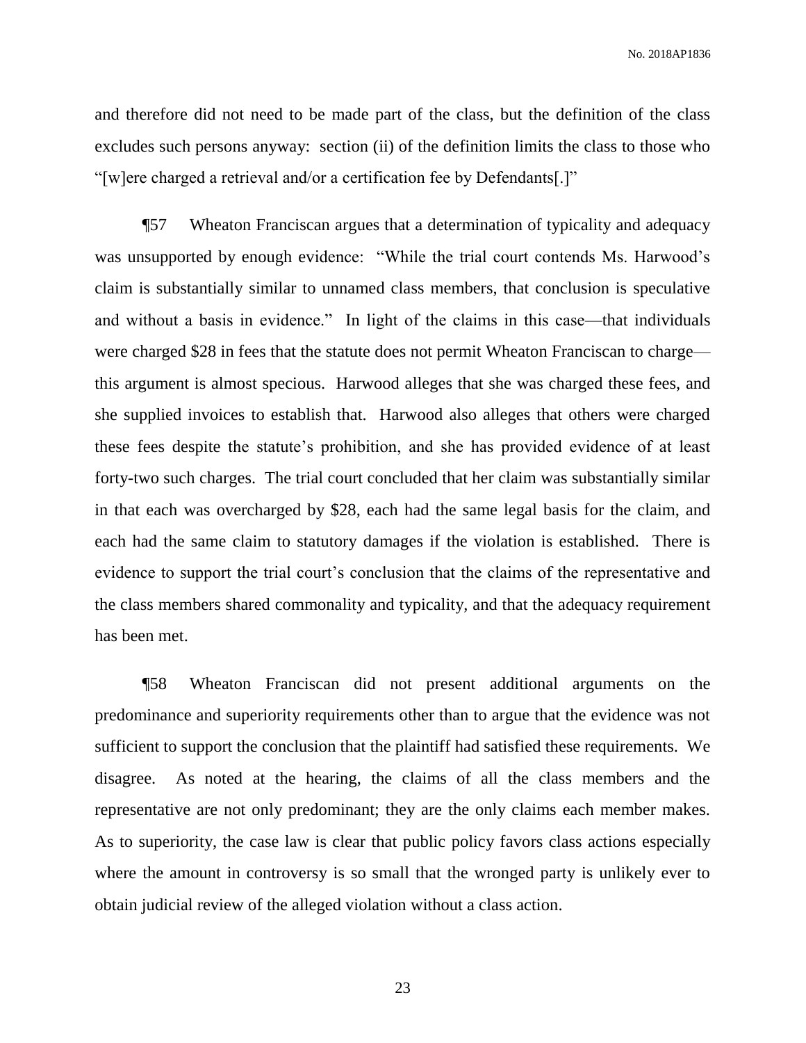and therefore did not need to be made part of the class, but the definition of the class excludes such persons anyway: section (ii) of the definition limits the class to those who "[w]ere charged a retrieval and/or a certification fee by Defendants[.]"

¶57 Wheaton Franciscan argues that a determination of typicality and adequacy was unsupported by enough evidence: "While the trial court contends Ms. Harwood's claim is substantially similar to unnamed class members, that conclusion is speculative and without a basis in evidence." In light of the claims in this case—that individuals were charged $28 in fees that the statute does not permit Wheaton Franciscan to charge—this argument is almost specious. Harwood alleges that she was charged these fees, and she supplied invoices to establish that. Harwood also alleges that others were charged these fees despite the statute's prohibition, and she has provided evidence of at least forty-two such charges. The trial court concluded that her claim was substantially similar in that each was overcharged by $28, each had the same legal basis for the claim, and each had the same claim to statutory damages if the violation is established. There is evidence to support the trial court's conclusion that the claims of the representative and the class members shared commonality and typicality, and that the adequacy requirement has been met.

¶58 Wheaton Franciscan did not present additional arguments on the predominance and superiority requirements other than to argue that the evidence was not sufficient to support the conclusion that the plaintiff had satisfied these requirements. We disagree. As noted at the hearing, the claims of all the class members and the representative are not only predominant; they are the only claims each member makes. As to superiority, the case law is clear that public policy favors class actions especially where the amount in controversy is so small that the wronged party is unlikely ever to obtain judicial review of the alleged violation without a class action.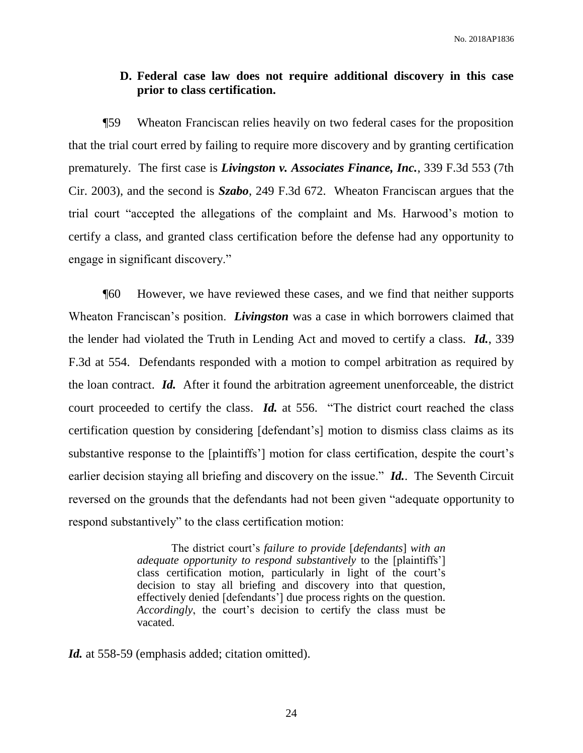### D. Federal case law does not require additional discovery in this case prior to class certification.

¶59 Wheaton Franciscan relies heavily on two federal cases for the proposition that the trial court erred by failing to require more discovery and by granting certification prematurely. The first case is ***Livingston v. Associates Finance, Inc.***, 339 F.3d 553 (7th Cir. 2003), and the second is ***Szabo***, 249 F.3d 672. Wheaton Franciscan argues that the trial court "accepted the allegations of the complaint and Ms. Harwood's motion to certify a class, and granted class certification before the defense had any opportunity to engage in significant discovery."

¶60 However, we have reviewed these cases, and we find that neither supports Wheaton Franciscan's position. ***Livingston*** was a case in which borrowers claimed that the lender had violated the Truth in Lending Act and moved to certify a class. ***Id.***, 339 F.3d at 554. Defendants responded with a motion to compel arbitration as required by the loan contract. ***Id.*** After it found the arbitration agreement unenforceable, the district court proceeded to certify the class. ***Id.*** at 556. "The district court reached the class certification question by considering [defendant's] motion to dismiss class claims as its substantive response to the [plaintiffs'] motion for class certification, despite the court's earlier decision staying all briefing and discovery on the issue." ***Id.***. The Seventh Circuit reversed on the grounds that the defendants had not been given "adequate opportunity to respond substantively" to the class certification motion:

> The district court's *failure to provide* [*defendants*] *with an adequate opportunity to respond substantively* to the [plaintiffs'] class certification motion, particularly in light of the court's decision to stay all briefing and discovery into that question, effectively denied [defendants'] due process rights on the question. *Accordingly*, the court's decision to certify the class must be vacated.

***Id.*** at 558-59 (emphasis added; citation omitted).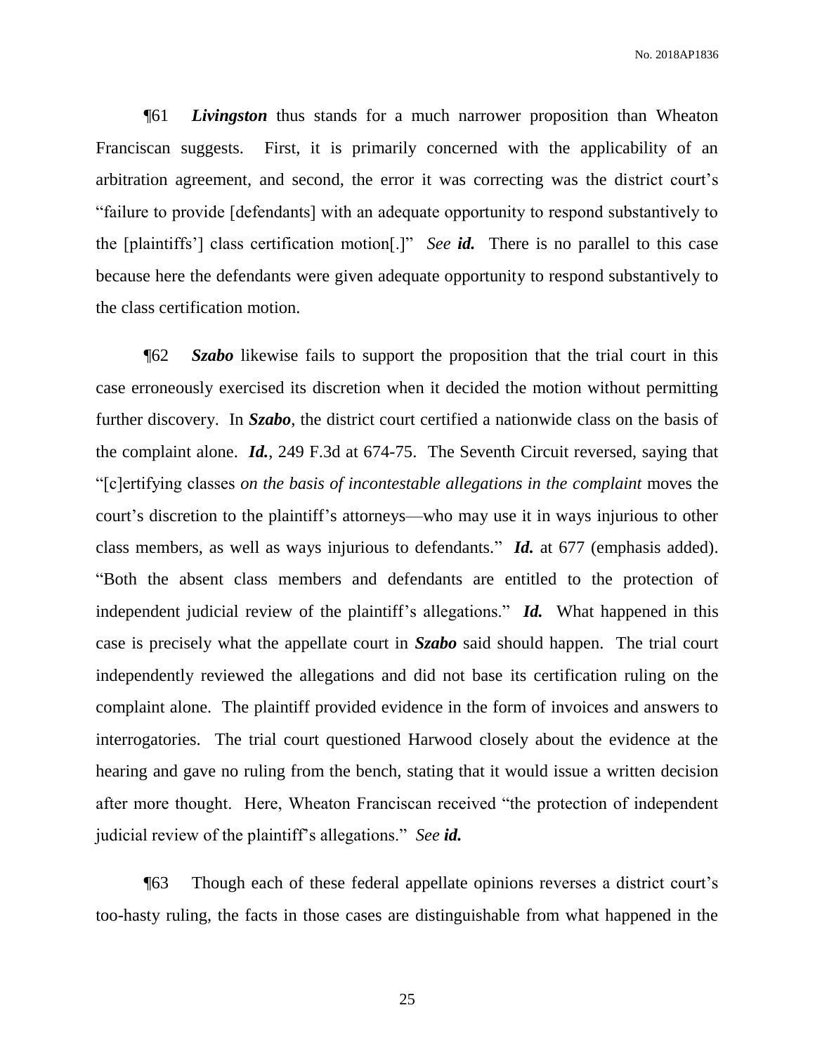¶61 ***Livingston*** thus stands for a much narrower proposition than Wheaton Franciscan suggests. First, it is primarily concerned with the applicability of an arbitration agreement, and second, the error it was correcting was the district court's "failure to provide [defendants] with an adequate opportunity to respond substantively to the [plaintiffs'] class certification motion[.]" *See* ***id.*** There is no parallel to this case because here the defendants were given adequate opportunity to respond substantively to the class certification motion.

¶62 ***Szabo*** likewise fails to support the proposition that the trial court in this case erroneously exercised its discretion when it decided the motion without permitting further discovery. In ***Szabo***, the district court certified a nationwide class on the basis of the complaint alone. ***Id.***, 249 F.3d at 674-75. The Seventh Circuit reversed, saying that "[c]ertifying classes *on the basis of incontestable allegations in the complaint* moves the court's discretion to the plaintiff's attorneys—who may use it in ways injurious to other class members, as well as ways injurious to defendants." ***Id.*** at 677 (emphasis added). "Both the absent class members and defendants are entitled to the protection of independent judicial review of the plaintiff's allegations." ***Id.*** What happened in this case is precisely what the appellate court in ***Szabo*** said should happen. The trial court independently reviewed the allegations and did not base its certification ruling on the complaint alone. The plaintiff provided evidence in the form of invoices and answers to interrogatories. The trial court questioned Harwood closely about the evidence at the hearing and gave no ruling from the bench, stating that it would issue a written decision after more thought. Here, Wheaton Franciscan received "the protection of independent judicial review of the plaintiff's allegations." *See* ***id.***

¶63 Though each of these federal appellate opinions reverses a district court's too-hasty ruling, the facts in those cases are distinguishable from what happened in the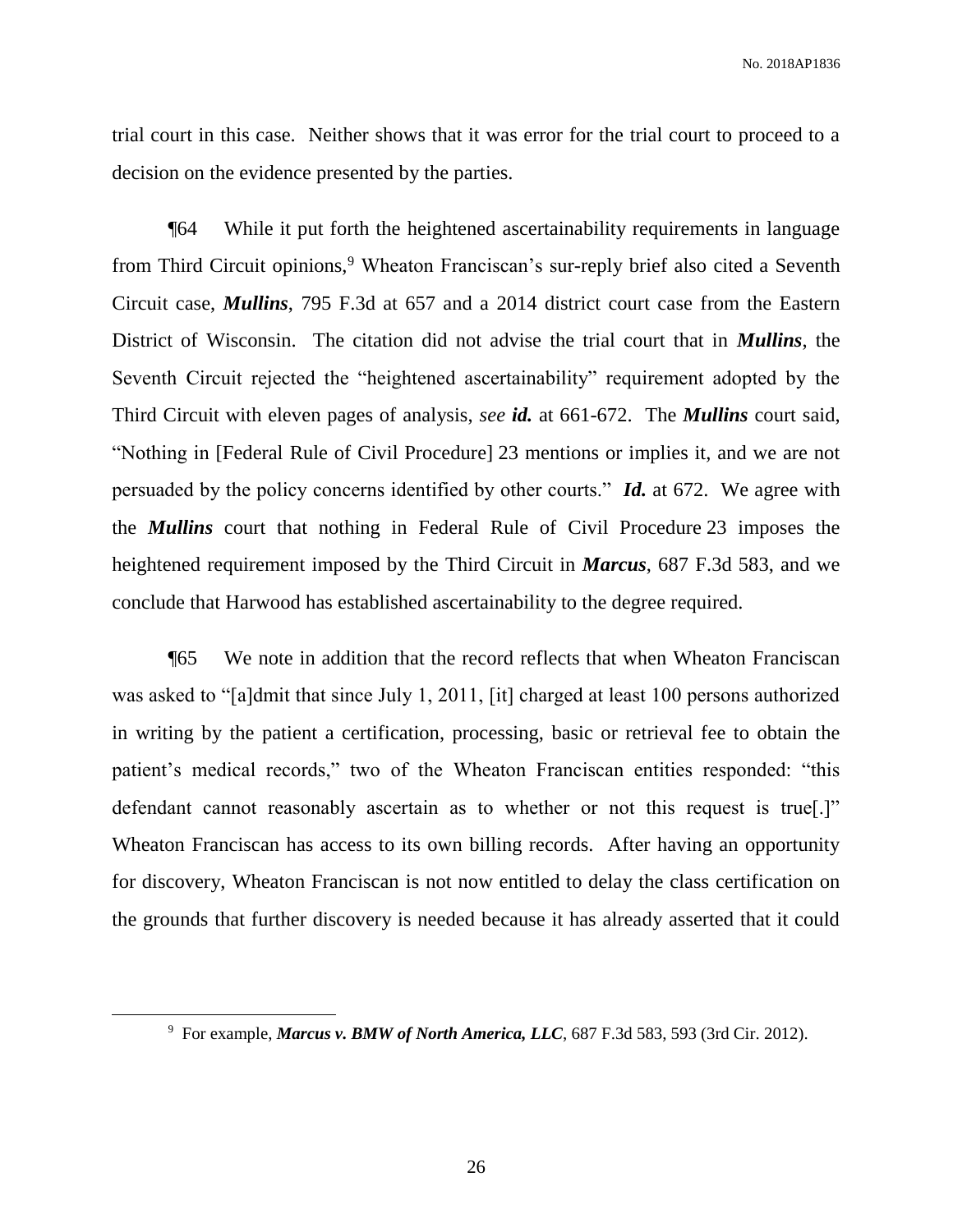trial court in this case. Neither shows that it was error for the trial court to proceed to a decision on the evidence presented by the parties.

¶64 While it put forth the heightened ascertainability requirements in language from Third Circuit opinions,[9] Wheaton Franciscan's sur-reply brief also cited a Seventh Circuit case, ***Mullins***, 795 F.3d at 657 and a 2014 district court case from the Eastern District of Wisconsin. The citation did not advise the trial court that in ***Mullins***, the Seventh Circuit rejected the "heightened ascertainability" requirement adopted by the Third Circuit with eleven pages of analysis, *see* ***id.*** at 661-672. The ***Mullins*** court said, "Nothing in [Federal Rule of Civil Procedure] 23 mentions or implies it, and we are not persuaded by the policy concerns identified by other courts." ***Id.*** at 672. We agree with the ***Mullins*** court that nothing in Federal Rule of Civil Procedure 23 imposes the heightened requirement imposed by the Third Circuit in ***Marcus***, 687 F.3d 583, and we conclude that Harwood has established ascertainability to the degree required.

¶65 We note in addition that the record reflects that when Wheaton Franciscan was asked to "[a]dmit that since July 1, 2011, [it] charged at least 100 persons authorized in writing by the patient a certification, processing, basic or retrieval fee to obtain the patient's medical records," two of the Wheaton Franciscan entities responded: "this defendant cannot reasonably ascertain as to whether or not this request is true[.]" Wheaton Franciscan has access to its own billing records. After having an opportunity for discovery, Wheaton Franciscan is not now entitled to delay the class certification on the grounds that further discovery is needed because it has already asserted that it could

[9] For example, ***Marcus v. BMW of North America, LLC***, 687 F.3d 583, 593 (3rd Cir. 2012).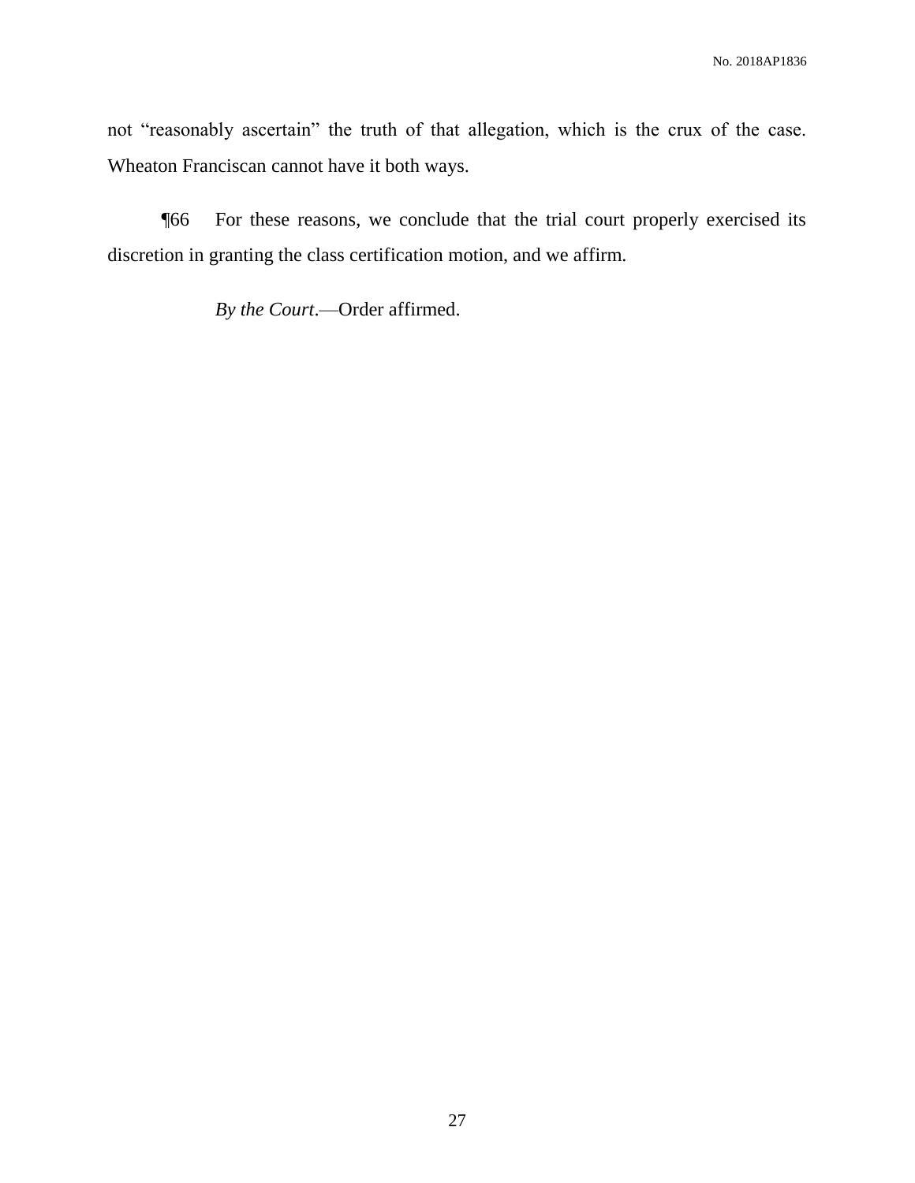not "reasonably ascertain" the truth of that allegation, which is the crux of the case. Wheaton Franciscan cannot have it both ways.

¶66 For these reasons, we conclude that the trial court properly exercised its discretion in granting the class certification motion, and we affirm.

*By the Court*.—Order affirmed.